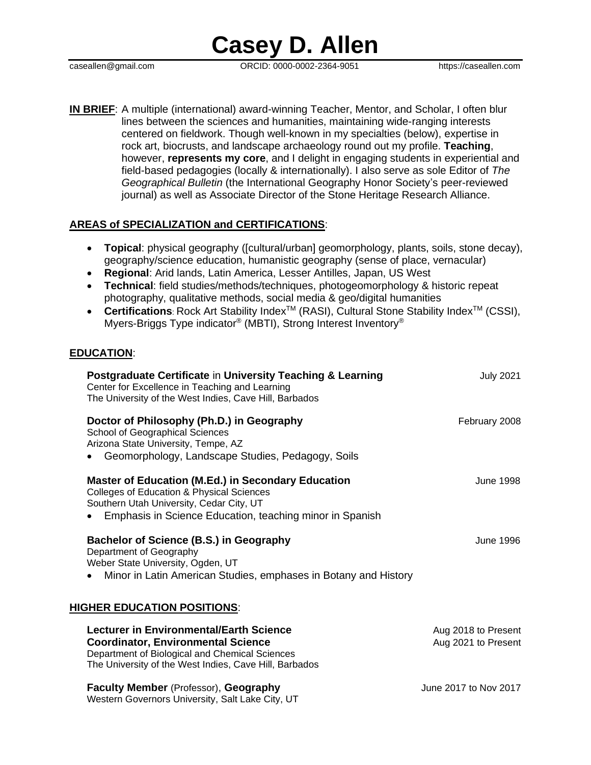# Casey D. Allen

caseallen@gmail.com ORCID: 0000-0002-2364-9051 https://caseallen.com

**IN BRIEF**: A multiple (international) award-winning Teacher, Mentor, and Scholar, I often blur lines between the sciences and humanities, maintaining wide-ranging interests centered on fieldwork. Though well-known in my specialties (below), expertise in rock art, biocrusts, and landscape archaeology round out my profile. **Teaching**, however, **represents my core**, and I delight in engaging students in experiential and field-based pedagogies (locally & internationally). I also serve as sole Editor of *The Geographical Bulletin* (the International Geography Honor Society's peer-reviewed journal) as well as Associate Director of the Stone Heritage Research Alliance.

## AREAS of SPECIALIZATION and CERTIFICATIONS:

- **Topical**: physical geography ([cultural/urban] geomorphology, plants, soils, stone decay), geography/science education, humanistic geography (sense of place, vernacular)
- **Regional**: Arid lands, Latin America, Lesser Antilles, Japan, US West
- **Technical**: field studies/methods/techniques, photogeomorphology & historic repeat photography, qualitative methods, social media & geo/digital humanities
- **Certifications**: Rock Art Stability Index™ (RASI), Cultural Stone Stability Index™ (CSSI), Myers-Briggs Type indicator® (MBTI), Strong Interest Inventory®

## EDUCATION:

**Postgraduate Certificate** in **University Teaching & Learning** — July 2021
Center for Excellence in Teaching and Learning
The University of the West Indies, Cave Hill, Barbados

**Doctor of Philosophy (Ph.D.) in Geography** — February 2008
School of Geographical Sciences
Arizona State University, Tempe, AZ

- Geomorphology, Landscape Studies, Pedagogy, Soils

**Master of Education (M.Ed.) in Secondary Education** — June 1998
Colleges of Education & Physical Sciences
Southern Utah University, Cedar City, UT

- Emphasis in Science Education, teaching minor in Spanish

**Bachelor of Science (B.S.) in Geography** — June 1996
Department of Geography
Weber State University, Ogden, UT

- Minor in Latin American Studies, emphases in Botany and History

## HIGHER EDUCATION POSITIONS:

**Lecturer in Environmental/Earth Science** — Aug 2018 to Present
**Coordinator, Environmental Science** — Aug 2021 to Present
Department of Biological and Chemical Sciences
The University of the West Indies, Cave Hill, Barbados

**Faculty Member** (Professor), **Geography** — June 2017 to Nov 2017
Western Governors University, Salt Lake City, UT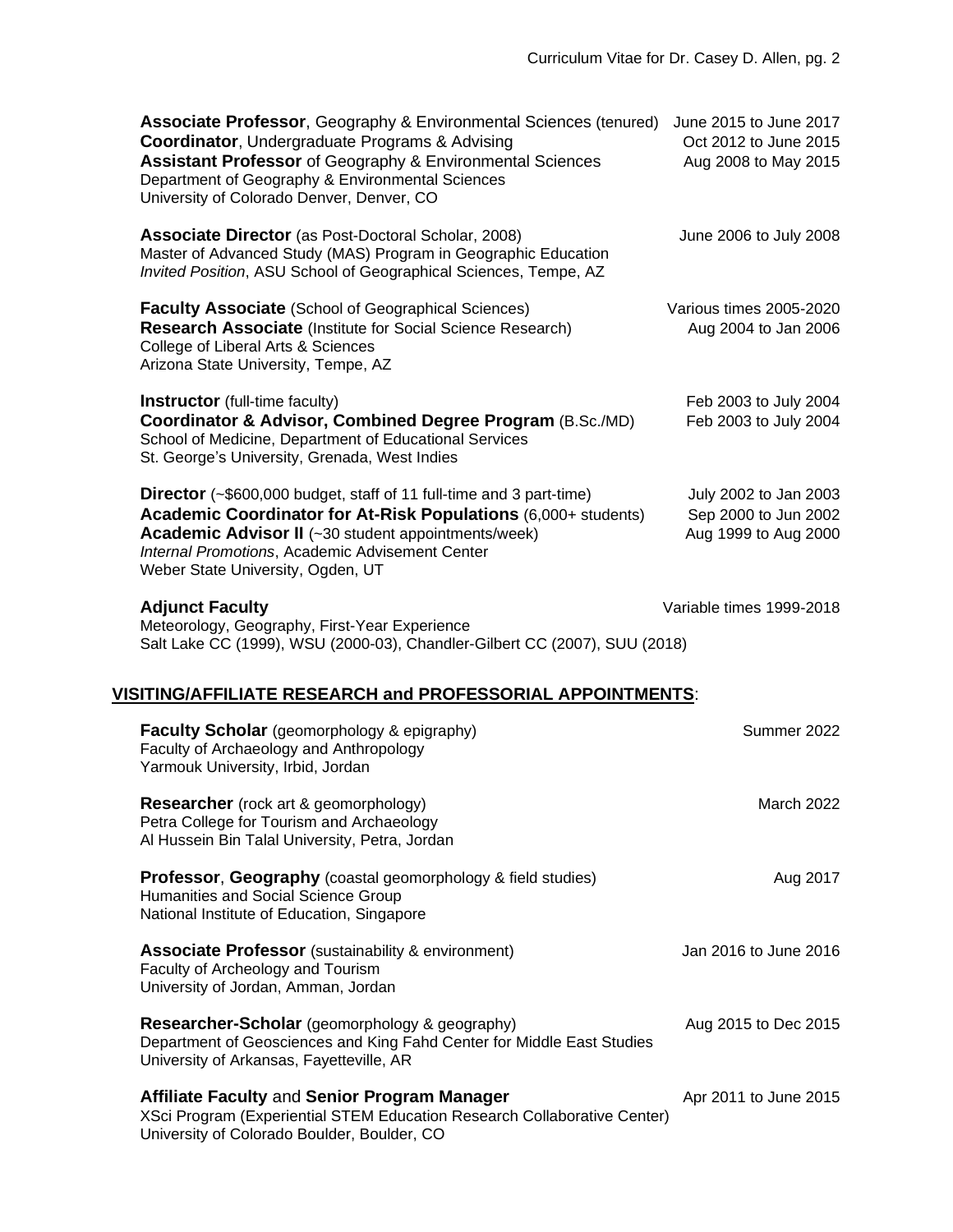**Associate Professor**, Geography & Environmental Sciences (tenured) June 2015 to June 2017
**Coordinator**, Undergraduate Programs & Advising Oct 2012 to June 2015
**Assistant Professor** of Geography & Environmental Sciences Aug 2008 to May 2015
Department of Geography & Environmental Sciences
University of Colorado Denver, Denver, CO

**Associate Director** (as Post-Doctoral Scholar, 2008) June 2006 to July 2008
Master of Advanced Study (MAS) Program in Geographic Education
*Invited Position*, ASU School of Geographical Sciences, Tempe, AZ

**Faculty Associate** (School of Geographical Sciences) Various times 2005-2020
**Research Associate** (Institute for Social Science Research) Aug 2004 to Jan 2006
College of Liberal Arts & Sciences
Arizona State University, Tempe, AZ

**Instructor** (full-time faculty) Feb 2003 to July 2004
**Coordinator & Advisor, Combined Degree Program** (B.Sc./MD) Feb 2003 to July 2004
School of Medicine, Department of Educational Services
St. George's University, Grenada, West Indies

**Director** (~$600,000 budget, staff of 11 full-time and 3 part-time) July 2002 to Jan 2003
**Academic Coordinator for At-Risk Populations** (6,000+ students) Sep 2000 to Jun 2002
**Academic Advisor II** (~30 student appointments/week) Aug 1999 to Aug 2000
*Internal Promotions*, Academic Advisement Center
Weber State University, Ogden, UT

**Adjunct Faculty** Variable times 1999-2018
Meteorology, Geography, First-Year Experience
Salt Lake CC (1999), WSU (2000-03), Chandler-Gilbert CC (2007), SUU (2018)

## VISITING/AFFILIATE RESEARCH and PROFESSORIAL APPOINTMENTS:

**Faculty Scholar** (geomorphology & epigraphy) Summer 2022
Faculty of Archaeology and Anthropology
Yarmouk University, Irbid, Jordan

**Researcher** (rock art & geomorphology) March 2022
Petra College for Tourism and Archaeology
Al Hussein Bin Talal University, Petra, Jordan

**Professor**, **Geography** (coastal geomorphology & field studies) Aug 2017
Humanities and Social Science Group
National Institute of Education, Singapore

**Associate Professor** (sustainability & environment) Jan 2016 to June 2016
Faculty of Archeology and Tourism
University of Jordan, Amman, Jordan

**Researcher-Scholar** (geomorphology & geography) Aug 2015 to Dec 2015
Department of Geosciences and King Fahd Center for Middle East Studies
University of Arkansas, Fayetteville, AR

**Affiliate Faculty** and **Senior Program Manager** Apr 2011 to June 2015
XSci Program (Experiential STEM Education Research Collaborative Center)
University of Colorado Boulder, Boulder, CO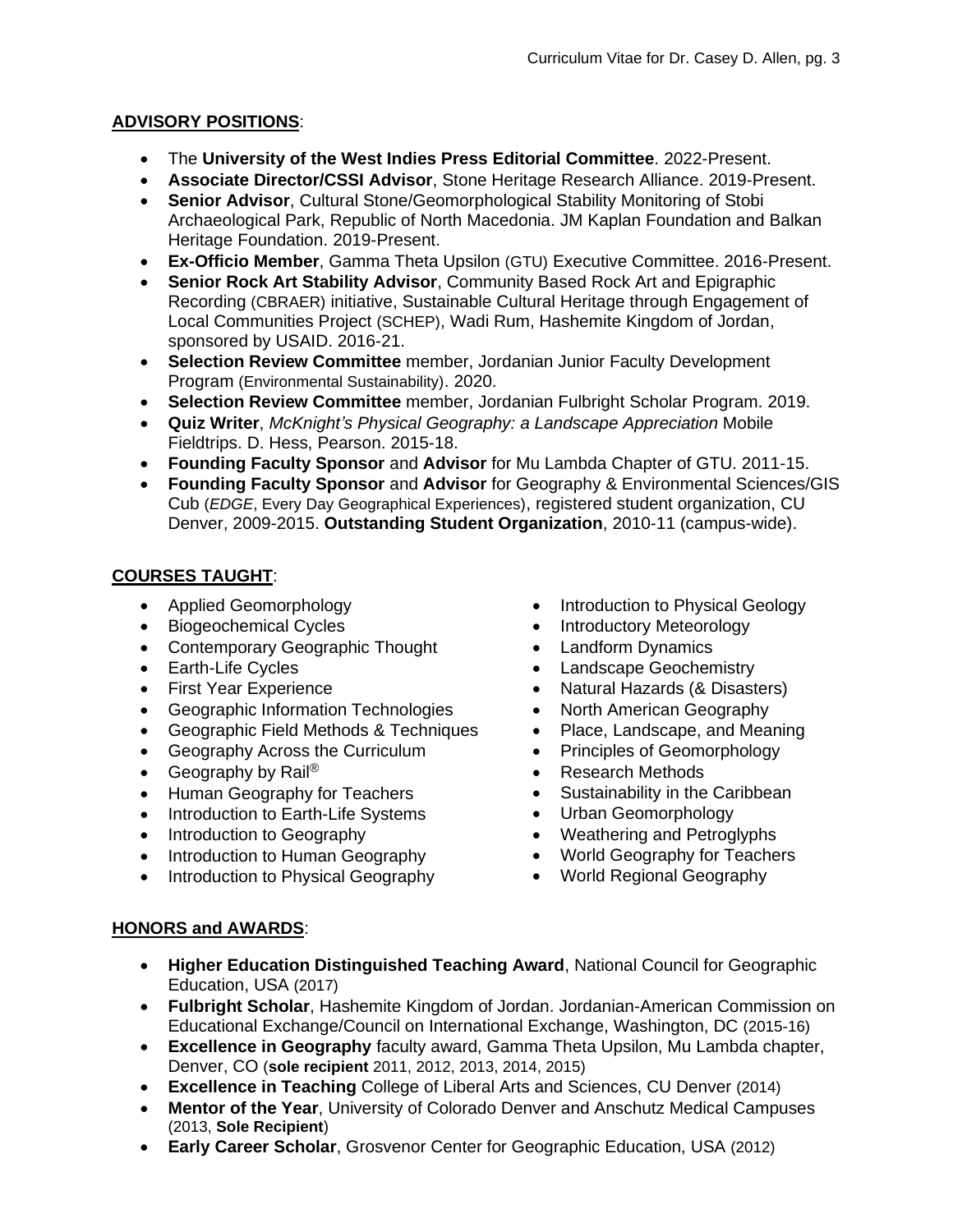## ADVISORY POSITIONS:

- The **University of the West Indies Press Editorial Committee**. 2022-Present.
- **Associate Director/CSSI Advisor**, Stone Heritage Research Alliance. 2019-Present.
- **Senior Advisor**, Cultural Stone/Geomorphological Stability Monitoring of Stobi Archaeological Park, Republic of North Macedonia. JM Kaplan Foundation and Balkan Heritage Foundation. 2019-Present.
- **Ex-Officio Member**, Gamma Theta Upsilon (GTU) Executive Committee. 2016-Present.
- **Senior Rock Art Stability Advisor**, Community Based Rock Art and Epigraphic Recording (CBRAER) initiative, Sustainable Cultural Heritage through Engagement of Local Communities Project (SCHEP), Wadi Rum, Hashemite Kingdom of Jordan, sponsored by USAID. 2016-21.
- **Selection Review Committee** member, Jordanian Junior Faculty Development Program (Environmental Sustainability). 2020.
- **Selection Review Committee** member, Jordanian Fulbright Scholar Program. 2019.
- **Quiz Writer**, *McKnight's Physical Geography: a Landscape Appreciation* Mobile Fieldtrips. D. Hess, Pearson. 2015-18.
- **Founding Faculty Sponsor** and **Advisor** for Mu Lambda Chapter of GTU. 2011-15.
- **Founding Faculty Sponsor** and **Advisor** for Geography & Environmental Sciences/GIS Cub (*EDGE*, Every Day Geographical Experiences), registered student organization, CU Denver, 2009-2015. **Outstanding Student Organization**, 2010-11 (campus-wide).

## COURSES TAUGHT:

- Applied Geomorphology
- Biogeochemical Cycles
- Contemporary Geographic Thought
- Earth-Life Cycles
- First Year Experience
- Geographic Information Technologies
- Geographic Field Methods & Techniques
- Geography Across the Curriculum
- Geography by Rail®
- Human Geography for Teachers
- Introduction to Earth-Life Systems
- Introduction to Geography
- Introduction to Human Geography
- Introduction to Physical Geography
- Introduction to Physical Geology
- Introductory Meteorology
- Landform Dynamics
- Landscape Geochemistry
- Natural Hazards (& Disasters)
- North American Geography
- Place, Landscape, and Meaning
- Principles of Geomorphology
- Research Methods
- Sustainability in the Caribbean
- Urban Geomorphology
- Weathering and Petroglyphs
- World Geography for Teachers
- World Regional Geography

## HONORS and AWARDS:

- **Higher Education Distinguished Teaching Award**, National Council for Geographic Education, USA (2017)
- **Fulbright Scholar**, Hashemite Kingdom of Jordan. Jordanian-American Commission on Educational Exchange/Council on International Exchange, Washington, DC (2015-16)
- **Excellence in Geography** faculty award, Gamma Theta Upsilon, Mu Lambda chapter, Denver, CO (**sole recipient** 2011, 2012, 2013, 2014, 2015)
- **Excellence in Teaching** College of Liberal Arts and Sciences, CU Denver (2014)
- **Mentor of the Year**, University of Colorado Denver and Anschutz Medical Campuses (2013, **Sole Recipient**)
- **Early Career Scholar**, Grosvenor Center for Geographic Education, USA (2012)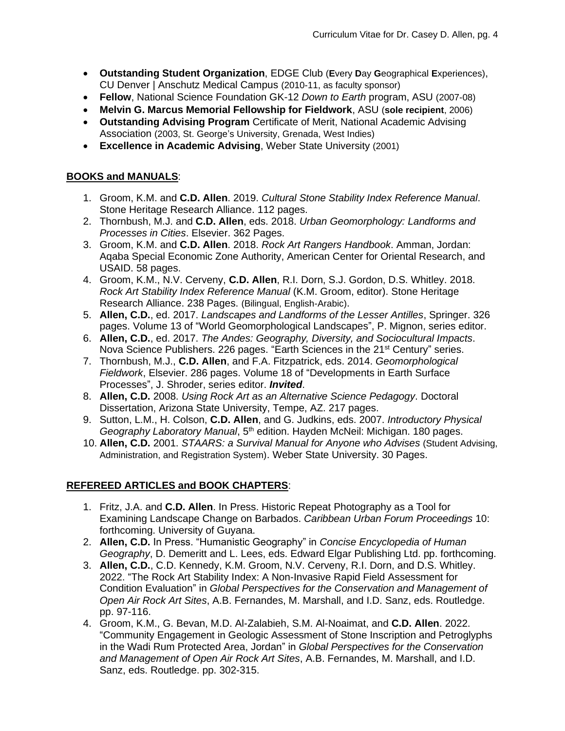- **Outstanding Student Organization**, EDGE Club (**E**very **D**ay **G**eographical **E**xperiences), CU Denver | Anschutz Medical Campus (2010-11, as faculty sponsor)
- **Fellow**, National Science Foundation GK-12 *Down to Earth* program, ASU (2007-08)
- **Melvin G. Marcus Memorial Fellowship for Fieldwork**, ASU (**sole recipient**, 2006)
- **Outstanding Advising Program** Certificate of Merit, National Academic Advising Association (2003, St. George's University, Grenada, West Indies)
- **Excellence in Academic Advising**, Weber State University (2001)

## BOOKS and MANUALS:

1. Groom, K.M. and **C.D. Allen**. 2019. *Cultural Stone Stability Index Reference Manual*. Stone Heritage Research Alliance. 112 pages.
2. Thornbush, M.J. and **C.D. Allen**, eds. 2018. *Urban Geomorphology: Landforms and Processes in Cities*. Elsevier. 362 Pages.
3. Groom, K.M. and **C.D. Allen**. 2018. *Rock Art Rangers Handbook*. Amman, Jordan: Aqaba Special Economic Zone Authority, American Center for Oriental Research, and USAID. 58 pages.
4. Groom, K.M., N.V. Cerveny, **C.D. Allen**, R.I. Dorn, S.J. Gordon, D.S. Whitley. 2018. *Rock Art Stability Index Reference Manual* (K.M. Groom, editor). Stone Heritage Research Alliance. 238 Pages. (Bilingual, English-Arabic).
5. **Allen, C.D.**, ed. 2017. *Landscapes and Landforms of the Lesser Antilles*, Springer. 326 pages. Volume 13 of "World Geomorphological Landscapes", P. Mignon, series editor.
6. **Allen, C.D.**, ed. 2017. *The Andes: Geography, Diversity, and Sociocultural Impacts*. Nova Science Publishers. 226 pages. "Earth Sciences in the 21st Century" series.
7. Thornbush, M.J., **C.D. Allen**, and F.A. Fitzpatrick, eds. 2014. *Geomorphological Fieldwork*, Elsevier. 286 pages. Volume 18 of "Developments in Earth Surface Processes", J. Shroder, series editor. ***Invited***.
8. **Allen, C.D.** 2008. *Using Rock Art as an Alternative Science Pedagogy*. Doctoral Dissertation, Arizona State University, Tempe, AZ. 217 pages.
9. Sutton, L.M., H. Colson, **C.D. Allen**, and G. Judkins, eds. 2007. *Introductory Physical Geography Laboratory Manual*, 5th edition. Hayden McNeil: Michigan. 180 pages.
10. **Allen, C.D.** 2001. *STAARS: a Survival Manual for Anyone who Advises* (Student Advising, Administration, and Registration System). Weber State University. 30 Pages.

## REFEREED ARTICLES and BOOK CHAPTERS:

1. Fritz, J.A. and **C.D. Allen**. In Press. Historic Repeat Photography as a Tool for Examining Landscape Change on Barbados. *Caribbean Urban Forum Proceedings* 10: forthcoming. University of Guyana.
2. **Allen, C.D.** In Press. "Humanistic Geography" in *Concise Encyclopedia of Human Geography*, D. Demeritt and L. Lees, eds. Edward Elgar Publishing Ltd. pp. forthcoming.
3. **Allen, C.D.**, C.D. Kennedy, K.M. Groom, N.V. Cerveny, R.I. Dorn, and D.S. Whitley. 2022. "The Rock Art Stability Index: A Non-Invasive Rapid Field Assessment for Condition Evaluation" in *Global Perspectives for the Conservation and Management of Open Air Rock Art Sites*, A.B. Fernandes, M. Marshall, and I.D. Sanz, eds. Routledge. pp. 97-116.
4. Groom, K.M., G. Bevan, M.D. Al-Zalabieh, S.M. Al-Noaimat, and **C.D. Allen**. 2022. "Community Engagement in Geologic Assessment of Stone Inscription and Petroglyphs in the Wadi Rum Protected Area, Jordan" in *Global Perspectives for the Conservation and Management of Open Air Rock Art Sites*, A.B. Fernandes, M. Marshall, and I.D. Sanz, eds. Routledge. pp. 302-315.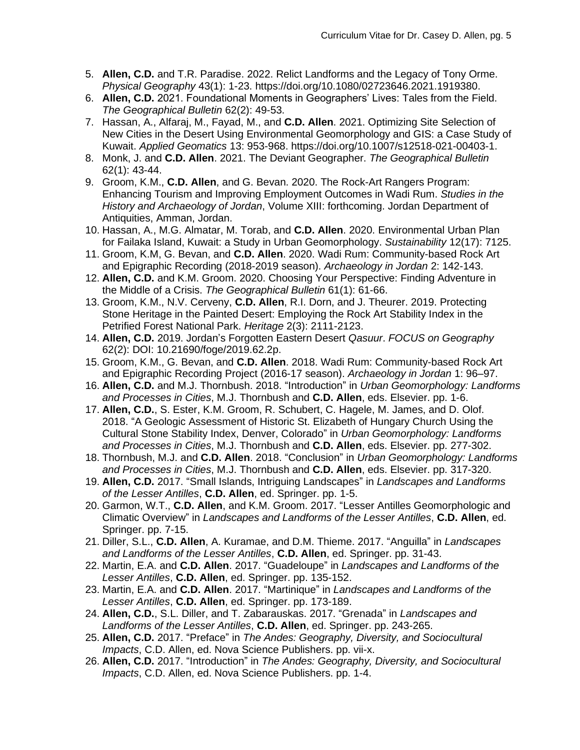5. **Allen, C.D.** and T.R. Paradise. 2022. Relict Landforms and the Legacy of Tony Orme. *Physical Geography* 43(1): 1-23. https://doi.org/10.1080/02723646.2021.1919380.
6. **Allen, C.D.** 2021. Foundational Moments in Geographers' Lives: Tales from the Field. *The Geographical Bulletin* 62(2): 49-53.
7. Hassan, A., Alfaraj, M., Fayad, M., and **C.D. Allen**. 2021. Optimizing Site Selection of New Cities in the Desert Using Environmental Geomorphology and GIS: a Case Study of Kuwait. *Applied Geomatics* 13: 953-968. https://doi.org/10.1007/s12518-021-00403-1.
8. Monk, J. and **C.D. Allen**. 2021. The Deviant Geographer. *The Geographical Bulletin* 62(1): 43-44.
9. Groom, K.M., **C.D. Allen**, and G. Bevan. 2020. The Rock-Art Rangers Program: Enhancing Tourism and Improving Employment Outcomes in Wadi Rum. *Studies in the History and Archaeology of Jordan*, Volume XIII: forthcoming. Jordan Department of Antiquities, Amman, Jordan.
10. Hassan, A., M.G. Almatar, M. Torab, and **C.D. Allen**. 2020. Environmental Urban Plan for Failaka Island, Kuwait: a Study in Urban Geomorphology. *Sustainability* 12(17): 7125.
11. Groom, K.M, G. Bevan, and **C.D. Allen**. 2020. Wadi Rum: Community-based Rock Art and Epigraphic Recording (2018-2019 season). *Archaeology in Jordan* 2: 142-143.
12. **Allen, C.D.** and K.M. Groom. 2020. Choosing Your Perspective: Finding Adventure in the Middle of a Crisis. *The Geographical Bulletin* 61(1): 61-66.
13. Groom, K.M., N.V. Cerveny, **C.D. Allen**, R.I. Dorn, and J. Theurer. 2019. Protecting Stone Heritage in the Painted Desert: Employing the Rock Art Stability Index in the Petrified Forest National Park. *Heritage* 2(3): 2111-2123.
14. **Allen, C.D.** 2019. Jordan's Forgotten Eastern Desert *Qasuur*. *FOCUS on Geography* 62(2): DOI: 10.21690/foge/2019.62.2p.
15. Groom, K.M., G. Bevan, and **C.D. Allen**. 2018. Wadi Rum: Community-based Rock Art and Epigraphic Recording Project (2016-17 season). *Archaeology in Jordan* 1: 96–97.
16. **Allen, C.D.** and M.J. Thornbush. 2018. "Introduction" in *Urban Geomorphology: Landforms and Processes in Cities*, M.J. Thornbush and **C.D. Allen**, eds. Elsevier. pp. 1-6.
17. **Allen, C.D.**, S. Ester, K.M. Groom, R. Schubert, C. Hagele, M. James, and D. Olof. 2018. "A Geologic Assessment of Historic St. Elizabeth of Hungary Church Using the Cultural Stone Stability Index, Denver, Colorado" in *Urban Geomorphology: Landforms and Processes in Cities*, M.J. Thornbush and **C.D. Allen**, eds. Elsevier. pp. 277-302.
18. Thornbush, M.J. and **C.D. Allen**. 2018. "Conclusion" in *Urban Geomorphology: Landforms and Processes in Cities*, M.J. Thornbush and **C.D. Allen**, eds. Elsevier. pp. 317-320.
19. **Allen, C.D.** 2017. "Small Islands, Intriguing Landscapes" in *Landscapes and Landforms of the Lesser Antilles*, **C.D. Allen**, ed. Springer. pp. 1-5.
20. Garmon, W.T., **C.D. Allen**, and K.M. Groom. 2017. "Lesser Antilles Geomorphologic and Climatic Overview" in *Landscapes and Landforms of the Lesser Antilles*, **C.D. Allen**, ed. Springer. pp. 7-15.
21. Diller, S.L., **C.D. Allen**, A. Kuramae, and D.M. Thieme. 2017. "Anguilla" in *Landscapes and Landforms of the Lesser Antilles*, **C.D. Allen**, ed. Springer. pp. 31-43.
22. Martin, E.A. and **C.D. Allen**. 2017. "Guadeloupe" in *Landscapes and Landforms of the Lesser Antilles*, **C.D. Allen**, ed. Springer. pp. 135-152.
23. Martin, E.A. and **C.D. Allen**. 2017. "Martinique" in *Landscapes and Landforms of the Lesser Antilles*, **C.D. Allen**, ed. Springer. pp. 173-189.
24. **Allen, C.D.**, S.L. Diller, and T. Zabarauskas. 2017. "Grenada" in *Landscapes and Landforms of the Lesser Antilles*, **C.D. Allen**, ed. Springer. pp. 243-265.
25. **Allen, C.D.** 2017. "Preface" in *The Andes: Geography, Diversity, and Sociocultural Impacts*, C.D. Allen, ed. Nova Science Publishers. pp. vii-x.
26. **Allen, C.D.** 2017. "Introduction" in *The Andes: Geography, Diversity, and Sociocultural Impacts*, C.D. Allen, ed. Nova Science Publishers. pp. 1-4.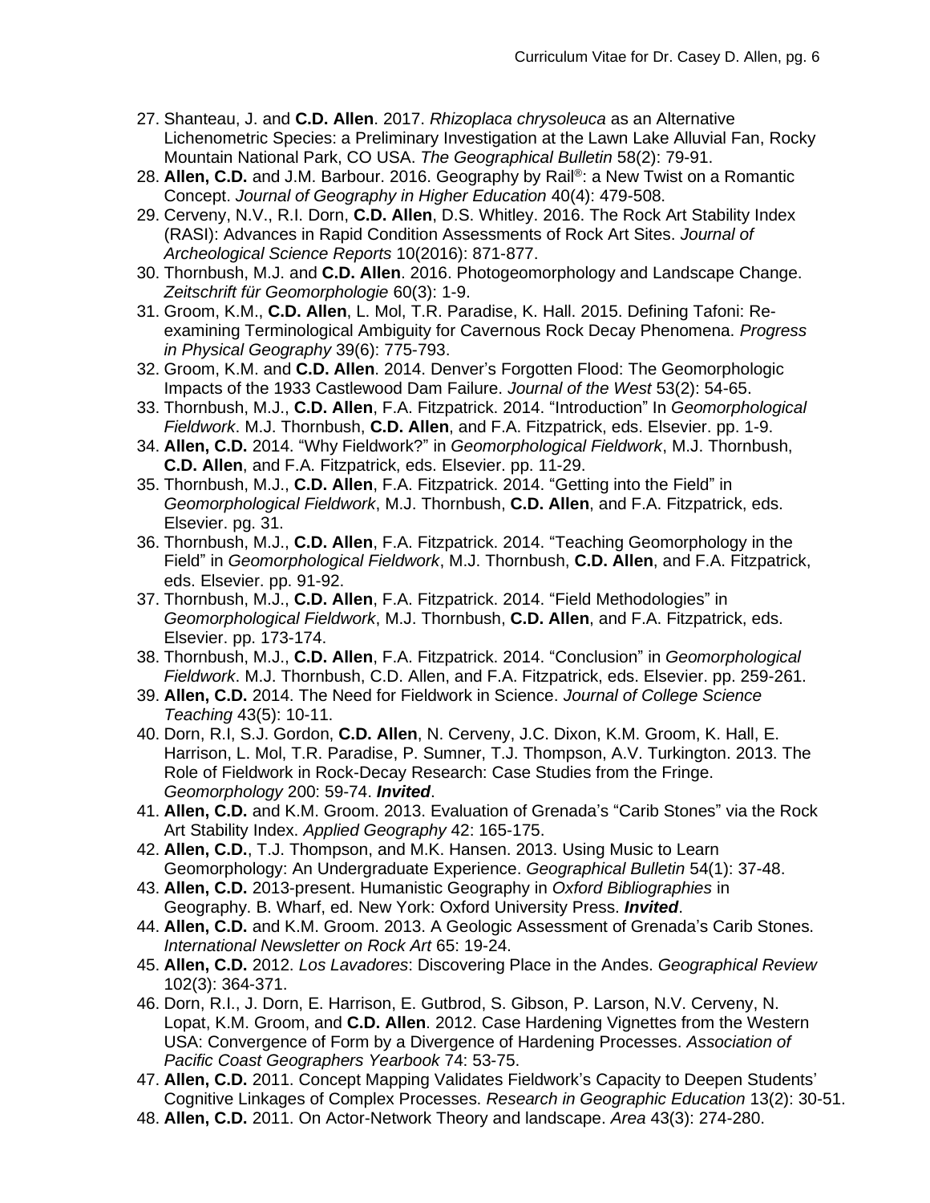27. Shanteau, J. and **C.D. Allen**. 2017. *Rhizoplaca chrysoleuca* as an Alternative Lichenometric Species: a Preliminary Investigation at the Lawn Lake Alluvial Fan, Rocky Mountain National Park, CO USA. *The Geographical Bulletin* 58(2): 79-91.
28. **Allen, C.D.** and J.M. Barbour. 2016. Geography by Rail®: a New Twist on a Romantic Concept. *Journal of Geography in Higher Education* 40(4): 479-508.
29. Cerveny, N.V., R.I. Dorn, **C.D. Allen**, D.S. Whitley. 2016. The Rock Art Stability Index (RASI): Advances in Rapid Condition Assessments of Rock Art Sites. *Journal of Archeological Science Reports* 10(2016): 871-877.
30. Thornbush, M.J. and **C.D. Allen**. 2016. Photogeomorphology and Landscape Change. *Zeitschrift für Geomorphologie* 60(3): 1-9.
31. Groom, K.M., **C.D. Allen**, L. Mol, T.R. Paradise, K. Hall. 2015. Defining Tafoni: Re-examining Terminological Ambiguity for Cavernous Rock Decay Phenomena. *Progress in Physical Geography* 39(6): 775-793.
32. Groom, K.M. and **C.D. Allen**. 2014. Denver's Forgotten Flood: The Geomorphologic Impacts of the 1933 Castlewood Dam Failure. *Journal of the West* 53(2): 54-65.
33. Thornbush, M.J., **C.D. Allen**, F.A. Fitzpatrick. 2014. "Introduction" In *Geomorphological Fieldwork*. M.J. Thornbush, **C.D. Allen**, and F.A. Fitzpatrick, eds. Elsevier. pp. 1-9.
34. **Allen, C.D.** 2014. "Why Fieldwork?" in *Geomorphological Fieldwork*, M.J. Thornbush, **C.D. Allen**, and F.A. Fitzpatrick, eds. Elsevier. pp. 11-29.
35. Thornbush, M.J., **C.D. Allen**, F.A. Fitzpatrick. 2014. "Getting into the Field" in *Geomorphological Fieldwork*, M.J. Thornbush, **C.D. Allen**, and F.A. Fitzpatrick, eds. Elsevier. pg. 31.
36. Thornbush, M.J., **C.D. Allen**, F.A. Fitzpatrick. 2014. "Teaching Geomorphology in the Field" in *Geomorphological Fieldwork*, M.J. Thornbush, **C.D. Allen**, and F.A. Fitzpatrick, eds. Elsevier. pp. 91-92.
37. Thornbush, M.J., **C.D. Allen**, F.A. Fitzpatrick. 2014. "Field Methodologies" in *Geomorphological Fieldwork*, M.J. Thornbush, **C.D. Allen**, and F.A. Fitzpatrick, eds. Elsevier. pp. 173-174.
38. Thornbush, M.J., **C.D. Allen**, F.A. Fitzpatrick. 2014. "Conclusion" in *Geomorphological Fieldwork*. M.J. Thornbush, C.D. Allen, and F.A. Fitzpatrick, eds. Elsevier. pp. 259-261.
39. **Allen, C.D.** 2014. The Need for Fieldwork in Science. *Journal of College Science Teaching* 43(5): 10-11.
40. Dorn, R.I, S.J. Gordon, **C.D. Allen**, N. Cerveny, J.C. Dixon, K.M. Groom, K. Hall, E. Harrison, L. Mol, T.R. Paradise, P. Sumner, T.J. Thompson, A.V. Turkington. 2013. The Role of Fieldwork in Rock-Decay Research: Case Studies from the Fringe. *Geomorphology* 200: 59-74. ***Invited***.
41. **Allen, C.D.** and K.M. Groom. 2013. Evaluation of Grenada's "Carib Stones" via the Rock Art Stability Index. *Applied Geography* 42: 165-175.
42. **Allen, C.D.**, T.J. Thompson, and M.K. Hansen. 2013. Using Music to Learn Geomorphology: An Undergraduate Experience. *Geographical Bulletin* 54(1): 37-48.
43. **Allen, C.D.** 2013-present. Humanistic Geography in *Oxford Bibliographies* in Geography. B. Wharf, ed. New York: Oxford University Press. ***Invited***.
44. **Allen, C.D.** and K.M. Groom. 2013. A Geologic Assessment of Grenada's Carib Stones. *International Newsletter on Rock Art* 65: 19-24.
45. **Allen, C.D.** 2012. *Los Lavadores*: Discovering Place in the Andes. *Geographical Review* 102(3): 364-371.
46. Dorn, R.I., J. Dorn, E. Harrison, E. Gutbrod, S. Gibson, P. Larson, N.V. Cerveny, N. Lopat, K.M. Groom, and **C.D. Allen**. 2012. Case Hardening Vignettes from the Western USA: Convergence of Form by a Divergence of Hardening Processes. *Association of Pacific Coast Geographers Yearbook* 74: 53-75.
47. **Allen, C.D.** 2011. Concept Mapping Validates Fieldwork's Capacity to Deepen Students' Cognitive Linkages of Complex Processes. *Research in Geographic Education* 13(2): 30-51.
48. **Allen, C.D.** 2011. On Actor-Network Theory and landscape. *Area* 43(3): 274-280.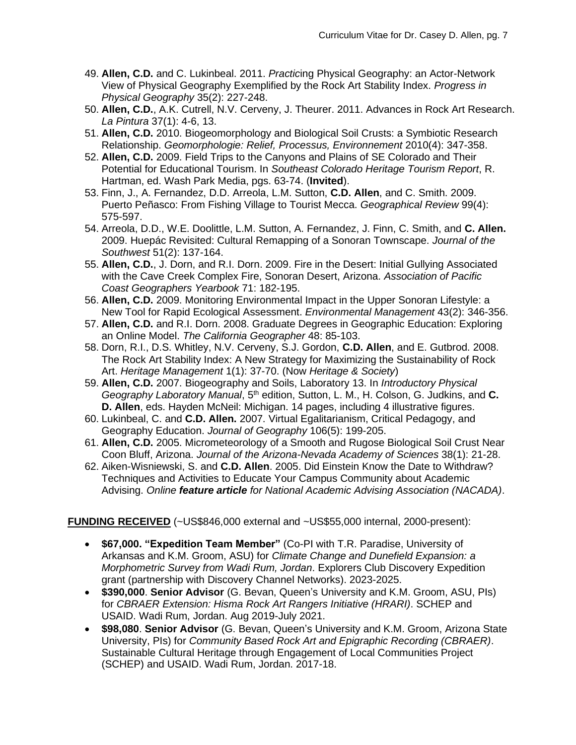49. **Allen, C.D.** and C. Lukinbeal. 2011. *Practic*ing Physical Geography: an Actor-Network View of Physical Geography Exemplified by the Rock Art Stability Index. *Progress in Physical Geography* 35(2): 227-248.
50. **Allen, C.D.**, A.K. Cutrell, N.V. Cerveny, J. Theurer. 2011. Advances in Rock Art Research. *La Pintura* 37(1): 4-6, 13.
51. **Allen, C.D.** 2010. Biogeomorphology and Biological Soil Crusts: a Symbiotic Research Relationship. *Geomorphologie: Relief, Processus, Environnement* 2010(4): 347-358.
52. **Allen, C.D.** 2009. Field Trips to the Canyons and Plains of SE Colorado and Their Potential for Educational Tourism. In *Southeast Colorado Heritage Tourism Report*, R. Hartman, ed. Wash Park Media, pgs. 63-74. (**Invited**).
53. Finn, J., A. Fernandez, D.D. Arreola, L.M. Sutton, **C.D. Allen**, and C. Smith. 2009. Puerto Peñasco: From Fishing Village to Tourist Mecca. *Geographical Review* 99(4): 575-597.
54. Arreola, D.D., W.E. Doolittle, L.M. Sutton, A. Fernandez, J. Finn, C. Smith, and **C. Allen.** 2009. Huepác Revisited: Cultural Remapping of a Sonoran Townscape. *Journal of the Southwest* 51(2): 137-164.
55. **Allen, C.D.**, J. Dorn, and R.I. Dorn. 2009. Fire in the Desert: Initial Gullying Associated with the Cave Creek Complex Fire, Sonoran Desert, Arizona. *Association of Pacific Coast Geographers Yearbook* 71: 182-195.
56. **Allen, C.D.** 2009. Monitoring Environmental Impact in the Upper Sonoran Lifestyle: a New Tool for Rapid Ecological Assessment. *Environmental Management* 43(2): 346-356.
57. **Allen, C.D.** and R.I. Dorn. 2008. Graduate Degrees in Geographic Education: Exploring an Online Model. *The California Geographer* 48: 85-103.
58. Dorn, R.I., D.S. Whitley, N.V. Cerveny, S.J. Gordon, **C.D. Allen**, and E. Gutbrod. 2008. The Rock Art Stability Index: A New Strategy for Maximizing the Sustainability of Rock Art. *Heritage Management* 1(1): 37-70. (Now *Heritage & Society*)
59. **Allen, C.D.** 2007. Biogeography and Soils, Laboratory 13. In *Introductory Physical Geography Laboratory Manual*, 5th edition, Sutton, L. M., H. Colson, G. Judkins, and **C. D. Allen**, eds. Hayden McNeil: Michigan. 14 pages, including 4 illustrative figures.
60. Lukinbeal, C. and **C.D. Allen.** 2007. Virtual Egalitarianism, Critical Pedagogy, and Geography Education. *Journal of Geography* 106(5): 199-205.
61. **Allen, C.D.** 2005. Micrometeorology of a Smooth and Rugose Biological Soil Crust Near Coon Bluff, Arizona. *Journal of the Arizona-Nevada Academy of Sciences* 38(1): 21-28.
62. Aiken-Wisniewski, S. and **C.D. Allen**. 2005. Did Einstein Know the Date to Withdraw? Techniques and Activities to Educate Your Campus Community about Academic Advising. *Online* ***feature article*** *for National Academic Advising Association (NACADA)*.

**FUNDING RECEIVED** (~US$846,000 external and ~US$55,000 internal, 2000-present):

- **$67,000. "Expedition Team Member"** (Co-PI with T.R. Paradise, University of Arkansas and K.M. Groom, ASU) for *Climate Change and Dunefield Expansion: a Morphometric Survey from Wadi Rum, Jordan*. Explorers Club Discovery Expedition grant (partnership with Discovery Channel Networks). 2023-2025.
- **$390,000**. **Senior Advisor** (G. Bevan, Queen's University and K.M. Groom, ASU, PIs) for *CBRAER Extension: Hisma Rock Art Rangers Initiative (HRARI)*. SCHEP and USAID. Wadi Rum, Jordan. Aug 2019-July 2021.
- **$98,080**. **Senior Advisor** (G. Bevan, Queen's University and K.M. Groom, Arizona State University, PIs) for *Community Based Rock Art and Epigraphic Recording (CBRAER)*. Sustainable Cultural Heritage through Engagement of Local Communities Project (SCHEP) and USAID. Wadi Rum, Jordan. 2017-18.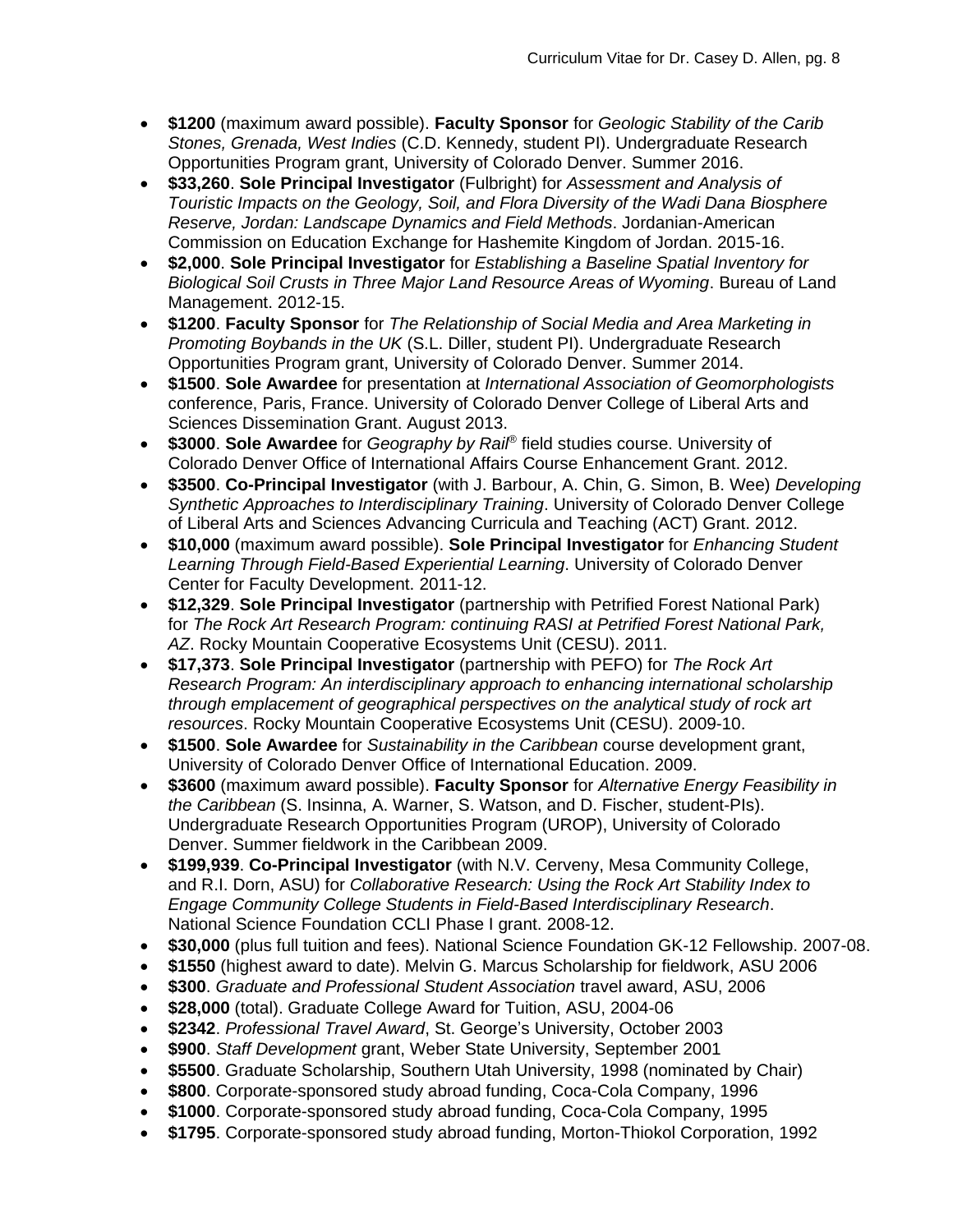- **$1200** (maximum award possible). **Faculty Sponsor** for *Geologic Stability of the Carib Stones, Grenada, West Indies* (C.D. Kennedy, student PI). Undergraduate Research Opportunities Program grant, University of Colorado Denver. Summer 2016.
- **$33,260**. **Sole Principal Investigator** (Fulbright) for *Assessment and Analysis of Touristic Impacts on the Geology, Soil, and Flora Diversity of the Wadi Dana Biosphere Reserve, Jordan: Landscape Dynamics and Field Methods*. Jordanian-American Commission on Education Exchange for Hashemite Kingdom of Jordan. 2015-16.
- **$2,000**. **Sole Principal Investigator** for *Establishing a Baseline Spatial Inventory for Biological Soil Crusts in Three Major Land Resource Areas of Wyoming*. Bureau of Land Management. 2012-15.
- **$1200**. **Faculty Sponsor** for *The Relationship of Social Media and Area Marketing in Promoting Boybands in the UK* (S.L. Diller, student PI). Undergraduate Research Opportunities Program grant, University of Colorado Denver. Summer 2014.
- **$1500**. **Sole Awardee** for presentation at *International Association of Geomorphologists* conference, Paris, France. University of Colorado Denver College of Liberal Arts and Sciences Dissemination Grant. August 2013.
- **$3000**. **Sole Awardee** for *Geography by Rail®* field studies course. University of Colorado Denver Office of International Affairs Course Enhancement Grant. 2012.
- **$3500**. **Co-Principal Investigator** (with J. Barbour, A. Chin, G. Simon, B. Wee) *Developing Synthetic Approaches to Interdisciplinary Training*. University of Colorado Denver College of Liberal Arts and Sciences Advancing Curricula and Teaching (ACT) Grant. 2012.
- **$10,000** (maximum award possible). **Sole Principal Investigator** for *Enhancing Student Learning Through Field-Based Experiential Learning*. University of Colorado Denver Center for Faculty Development. 2011-12.
- **$12,329**. **Sole Principal Investigator** (partnership with Petrified Forest National Park) for *The Rock Art Research Program: continuing RASI at Petrified Forest National Park, AZ*. Rocky Mountain Cooperative Ecosystems Unit (CESU). 2011.
- **$17,373**. **Sole Principal Investigator** (partnership with PEFO) for *The Rock Art Research Program: An interdisciplinary approach to enhancing international scholarship through emplacement of geographical perspectives on the analytical study of rock art resources*. Rocky Mountain Cooperative Ecosystems Unit (CESU). 2009-10.
- **$1500**. **Sole Awardee** for *Sustainability in the Caribbean* course development grant, University of Colorado Denver Office of International Education. 2009.
- **$3600** (maximum award possible). **Faculty Sponsor** for *Alternative Energy Feasibility in the Caribbean* (S. Insinna, A. Warner, S. Watson, and D. Fischer, student-PIs). Undergraduate Research Opportunities Program (UROP), University of Colorado Denver. Summer fieldwork in the Caribbean 2009.
- **$199,939**. **Co-Principal Investigator** (with N.V. Cerveny, Mesa Community College, and R.I. Dorn, ASU) for *Collaborative Research: Using the Rock Art Stability Index to Engage Community College Students in Field-Based Interdisciplinary Research*. National Science Foundation CCLI Phase I grant. 2008-12.
- **$30,000** (plus full tuition and fees). National Science Foundation GK-12 Fellowship. 2007-08.
- **$1550** (highest award to date). Melvin G. Marcus Scholarship for fieldwork, ASU 2006
- **$300**. *Graduate and Professional Student Association* travel award, ASU, 2006
- **$28,000** (total). Graduate College Award for Tuition, ASU, 2004-06
- **$2342**. *Professional Travel Award*, St. George's University, October 2003
- **$900**. *Staff Development* grant, Weber State University, September 2001
- **$5500**. Graduate Scholarship, Southern Utah University, 1998 (nominated by Chair)
- **$800**. Corporate-sponsored study abroad funding, Coca-Cola Company, 1996
- **$1000**. Corporate-sponsored study abroad funding, Coca-Cola Company, 1995
- **$1795**. Corporate-sponsored study abroad funding, Morton-Thiokol Corporation, 1992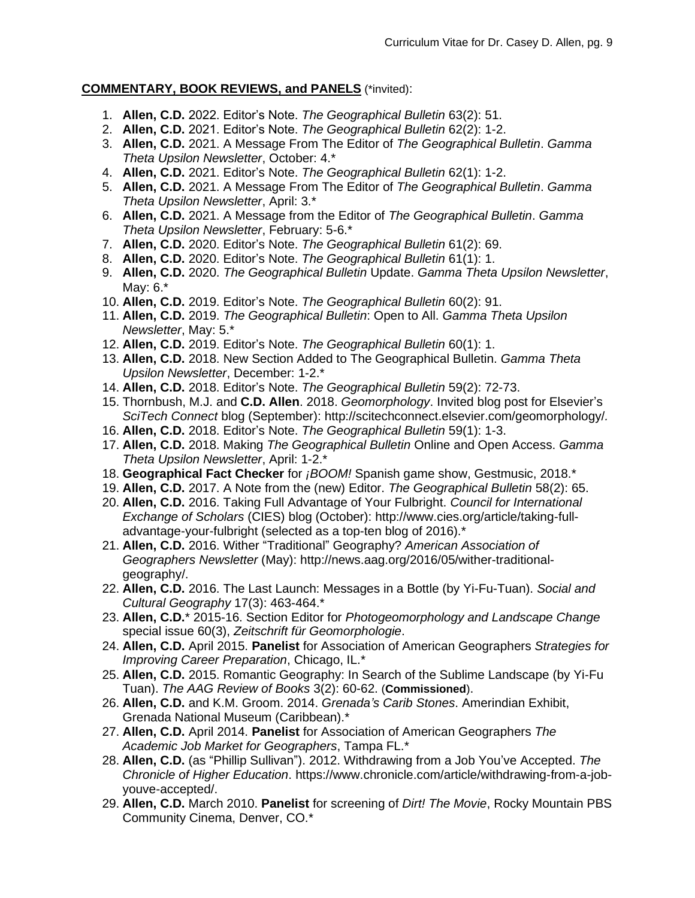**COMMENTARY, BOOK REVIEWS, and PANELS** (*invited):

1. **Allen, C.D.** 2022. Editor's Note. *The Geographical Bulletin* 63(2): 51.
2. **Allen, C.D.** 2021. Editor's Note. *The Geographical Bulletin* 62(2): 1-2.
3. **Allen, C.D.** 2021. A Message From The Editor of *The Geographical Bulletin*. *Gamma Theta Upsilon Newsletter*, October: 4.*
4. **Allen, C.D.** 2021. Editor's Note. *The Geographical Bulletin* 62(1): 1-2.
5. **Allen, C.D.** 2021. A Message From The Editor of *The Geographical Bulletin*. *Gamma Theta Upsilon Newsletter*, April: 3.*
6. **Allen, C.D.** 2021. A Message from the Editor of *The Geographical Bulletin*. *Gamma Theta Upsilon Newsletter*, February: 5-6.*
7. **Allen, C.D.** 2020. Editor's Note. *The Geographical Bulletin* 61(2): 69.
8. **Allen, C.D.** 2020. Editor's Note. *The Geographical Bulletin* 61(1): 1.
9. **Allen, C.D.** 2020. *The Geographical Bulletin* Update. *Gamma Theta Upsilon Newsletter*, May: 6.*
10. **Allen, C.D.** 2019. Editor's Note. *The Geographical Bulletin* 60(2): 91.
11. **Allen, C.D.** 2019. *The Geographical Bulletin*: Open to All. *Gamma Theta Upsilon Newsletter*, May: 5.*
12. **Allen, C.D.** 2019. Editor's Note. *The Geographical Bulletin* 60(1): 1.
13. **Allen, C.D.** 2018. New Section Added to The Geographical Bulletin. *Gamma Theta Upsilon Newsletter*, December: 1-2.*
14. **Allen, C.D.** 2018. Editor's Note. *The Geographical Bulletin* 59(2): 72-73.
15. Thornbush, M.J. and **C.D. Allen**. 2018. *Geomorphology*. Invited blog post for Elsevier's *SciTech Connect* blog (September): http://scitechconnect.elsevier.com/geomorphology/.
16. **Allen, C.D.** 2018. Editor's Note. *The Geographical Bulletin* 59(1): 1-3.
17. **Allen, C.D.** 2018. Making *The Geographical Bulletin* Online and Open Access. *Gamma Theta Upsilon Newsletter*, April: 1-2.*
18. **Geographical Fact Checker** for *¡BOOM!* Spanish game show, Gestmusic, 2018.*
19. **Allen, C.D.** 2017. A Note from the (new) Editor. *The Geographical Bulletin* 58(2): 65.
20. **Allen, C.D.** 2016. Taking Full Advantage of Your Fulbright. *Council for International Exchange of Scholars* (CIES) blog (October): http://www.cies.org/article/taking-full-advantage-your-fulbright (selected as a top-ten blog of 2016).*
21. **Allen, C.D.** 2016. Wither "Traditional" Geography? *American Association of Geographers Newsletter* (May): http://news.aag.org/2016/05/wither-traditional-geography/.
22. **Allen, C.D.** 2016. The Last Launch: Messages in a Bottle (by Yi-Fu-Tuan). *Social and Cultural Geography* 17(3): 463-464.*
23. **Allen, C.D.*** 2015-16. Section Editor for *Photogeomorphology and Landscape Change* special issue 60(3), *Zeitschrift für Geomorphologie*.
24. **Allen, C.D.** April 2015. **Panelist** for Association of American Geographers *Strategies for Improving Career Preparation*, Chicago, IL.*
25. **Allen, C.D.** 2015. Romantic Geography: In Search of the Sublime Landscape (by Yi-Fu Tuan). *The AAG Review of Books* 3(2): 60-62. (**Commissioned**).
26. **Allen, C.D.** and K.M. Groom. 2014. *Grenada's Carib Stones*. Amerindian Exhibit, Grenada National Museum (Caribbean).*
27. **Allen, C.D.** April 2014. **Panelist** for Association of American Geographers *The Academic Job Market for Geographers*, Tampa FL.*
28. **Allen, C.D.** (as "Phillip Sullivan"). 2012. Withdrawing from a Job You've Accepted. *The Chronicle of Higher Education*. https://www.chronicle.com/article/withdrawing-from-a-job-youve-accepted/.
29. **Allen, C.D.** March 2010. **Panelist** for screening of *Dirt! The Movie*, Rocky Mountain PBS Community Cinema, Denver, CO.*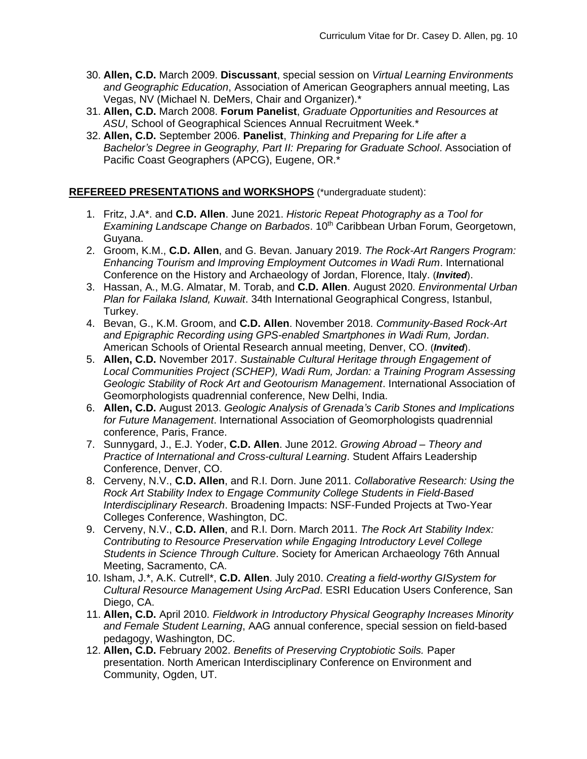30. **Allen, C.D.** March 2009. **Discussant**, special session on *Virtual Learning Environments and Geographic Education*, Association of American Geographers annual meeting, Las Vegas, NV (Michael N. DeMers, Chair and Organizer).*
31. **Allen, C.D.** March 2008. **Forum Panelist**, *Graduate Opportunities and Resources at ASU*, School of Geographical Sciences Annual Recruitment Week.*
32. **Allen, C.D.** September 2006. **Panelist**, *Thinking and Preparing for Life after a Bachelor's Degree in Geography, Part II: Preparing for Graduate School*. Association of Pacific Coast Geographers (APCG), Eugene, OR.*

**REFEREED PRESENTATIONS and WORKSHOPS** (*undergraduate student):

1. Fritz, J.A*. and **C.D. Allen**. June 2021. *Historic Repeat Photography as a Tool for Examining Landscape Change on Barbados*. 10th Caribbean Urban Forum, Georgetown, Guyana.
2. Groom, K.M., **C.D. Allen**, and G. Bevan. January 2019. *The Rock-Art Rangers Program: Enhancing Tourism and Improving Employment Outcomes in Wadi Rum*. International Conference on the History and Archaeology of Jordan, Florence, Italy. (***Invited***).
3. Hassan, A., M.G. Almatar, M. Torab, and **C.D. Allen**. August 2020. *Environmental Urban Plan for Failaka Island, Kuwait*. 34th International Geographical Congress, Istanbul, Turkey.
4. Bevan, G., K.M. Groom, and **C.D. Allen**. November 2018. *Community-Based Rock-Art and Epigraphic Recording using GPS-enabled Smartphones in Wadi Rum, Jordan*. American Schools of Oriental Research annual meeting, Denver, CO. (***Invited***).
5. **Allen, C.D.** November 2017. *Sustainable Cultural Heritage through Engagement of Local Communities Project (SCHEP), Wadi Rum, Jordan: a Training Program Assessing Geologic Stability of Rock Art and Geotourism Management*. International Association of Geomorphologists quadrennial conference, New Delhi, India.
6. **Allen, C.D.** August 2013. *Geologic Analysis of Grenada's Carib Stones and Implications for Future Management*. International Association of Geomorphologists quadrennial conference, Paris, France.
7. Sunnygard, J., E.J. Yoder, **C.D. Allen**. June 2012. *Growing Abroad – Theory and Practice of International and Cross-cultural Learning*. Student Affairs Leadership Conference, Denver, CO.
8. Cerveny, N.V., **C.D. Allen**, and R.I. Dorn. June 2011. *Collaborative Research: Using the Rock Art Stability Index to Engage Community College Students in Field-Based Interdisciplinary Research*. Broadening Impacts: NSF-Funded Projects at Two-Year Colleges Conference, Washington, DC.
9. Cerveny, N.V., **C.D. Allen**, and R.I. Dorn. March 2011. *The Rock Art Stability Index: Contributing to Resource Preservation while Engaging Introductory Level College Students in Science Through Culture*. Society for American Archaeology 76th Annual Meeting, Sacramento, CA.
10. Isham, J.*, A.K. Cutrell*, **C.D. Allen**. July 2010. *Creating a field-worthy GISystem for Cultural Resource Management Using ArcPad*. ESRI Education Users Conference, San Diego, CA.
11. **Allen, C.D.** April 2010. *Fieldwork in Introductory Physical Geography Increases Minority and Female Student Learning*, AAG annual conference, special session on field-based pedagogy, Washington, DC.
12. **Allen, C.D.** February 2002. *Benefits of Preserving Cryptobiotic Soils.* Paper presentation. North American Interdisciplinary Conference on Environment and Community, Ogden, UT.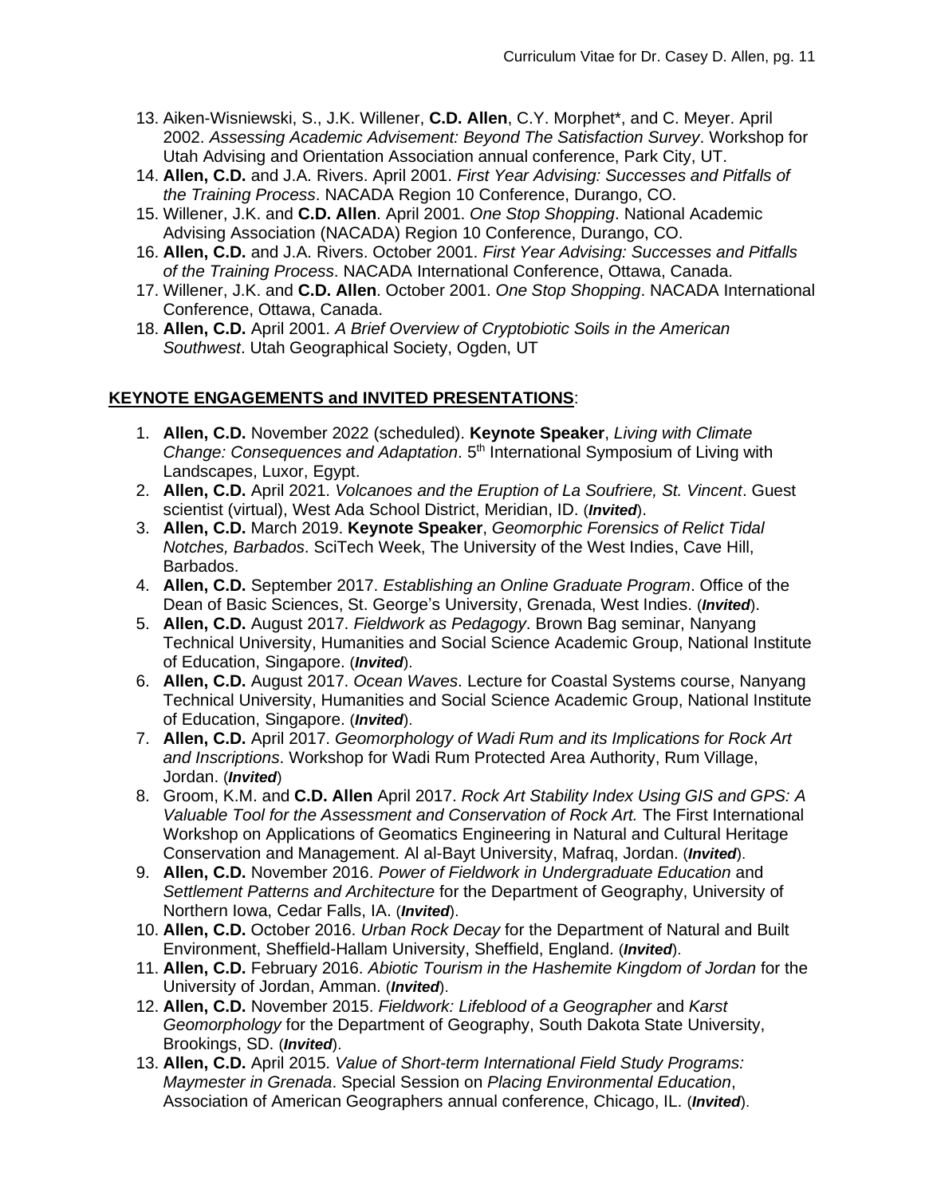13. Aiken-Wisniewski, S., J.K. Willener, **C.D. Allen**, C.Y. Morphet*, and C. Meyer. April 2002. *Assessing Academic Advisement: Beyond The Satisfaction Survey*. Workshop for Utah Advising and Orientation Association annual conference, Park City, UT.
14. **Allen, C.D.** and J.A. Rivers. April 2001. *First Year Advising: Successes and Pitfalls of the Training Process*. NACADA Region 10 Conference, Durango, CO.
15. Willener, J.K. and **C.D. Allen**. April 2001. *One Stop Shopping*. National Academic Advising Association (NACADA) Region 10 Conference, Durango, CO.
16. **Allen, C.D.** and J.A. Rivers. October 2001. *First Year Advising: Successes and Pitfalls of the Training Process*. NACADA International Conference, Ottawa, Canada.
17. Willener, J.K. and **C.D. Allen**. October 2001. *One Stop Shopping*. NACADA International Conference, Ottawa, Canada.
18. **Allen, C.D.** April 2001. *A Brief Overview of Cryptobiotic Soils in the American Southwest*. Utah Geographical Society, Ogden, UT

**KEYNOTE ENGAGEMENTS and INVITED PRESENTATIONS**:

1. **Allen, C.D.** November 2022 (scheduled). **Keynote Speaker**, *Living with Climate Change: Consequences and Adaptation*. 5th International Symposium of Living with Landscapes, Luxor, Egypt.
2. **Allen, C.D.** April 2021. *Volcanoes and the Eruption of La Soufriere, St. Vincent*. Guest scientist (virtual), West Ada School District, Meridian, ID. (***Invited***).
3. **Allen, C.D.** March 2019. **Keynote Speaker**, *Geomorphic Forensics of Relict Tidal Notches, Barbados*. SciTech Week, The University of the West Indies, Cave Hill, Barbados.
4. **Allen, C.D.** September 2017. *Establishing an Online Graduate Program*. Office of the Dean of Basic Sciences, St. George's University, Grenada, West Indies. (***Invited***).
5. **Allen, C.D.** August 2017. *Fieldwork as Pedagogy*. Brown Bag seminar, Nanyang Technical University, Humanities and Social Science Academic Group, National Institute of Education, Singapore. (***Invited***).
6. **Allen, C.D.** August 2017. *Ocean Waves*. Lecture for Coastal Systems course, Nanyang Technical University, Humanities and Social Science Academic Group, National Institute of Education, Singapore. (***Invited***).
7. **Allen, C.D.** April 2017. *Geomorphology of Wadi Rum and its Implications for Rock Art and Inscriptions*. Workshop for Wadi Rum Protected Area Authority, Rum Village, Jordan. (***Invited***)
8. Groom, K.M. and **C.D. Allen** April 2017. *Rock Art Stability Index Using GIS and GPS: A Valuable Tool for the Assessment and Conservation of Rock Art.* The First International Workshop on Applications of Geomatics Engineering in Natural and Cultural Heritage Conservation and Management. Al al-Bayt University, Mafraq, Jordan. (***Invited***).
9. **Allen, C.D.** November 2016. *Power of Fieldwork in Undergraduate Education* and *Settlement Patterns and Architecture* for the Department of Geography, University of Northern Iowa, Cedar Falls, IA. (***Invited***).
10. **Allen, C.D.** October 2016. *Urban Rock Decay* for the Department of Natural and Built Environment, Sheffield-Hallam University, Sheffield, England. (***Invited***).
11. **Allen, C.D.** February 2016. *Abiotic Tourism in the Hashemite Kingdom of Jordan* for the University of Jordan, Amman. (***Invited***).
12. **Allen, C.D.** November 2015. *Fieldwork: Lifeblood of a Geographer* and *Karst Geomorphology* for the Department of Geography, South Dakota State University, Brookings, SD. (***Invited***).
13. **Allen, C.D.** April 2015. *Value of Short-term International Field Study Programs: Maymester in Grenada*. Special Session on *Placing Environmental Education*, Association of American Geographers annual conference, Chicago, IL. (***Invited***).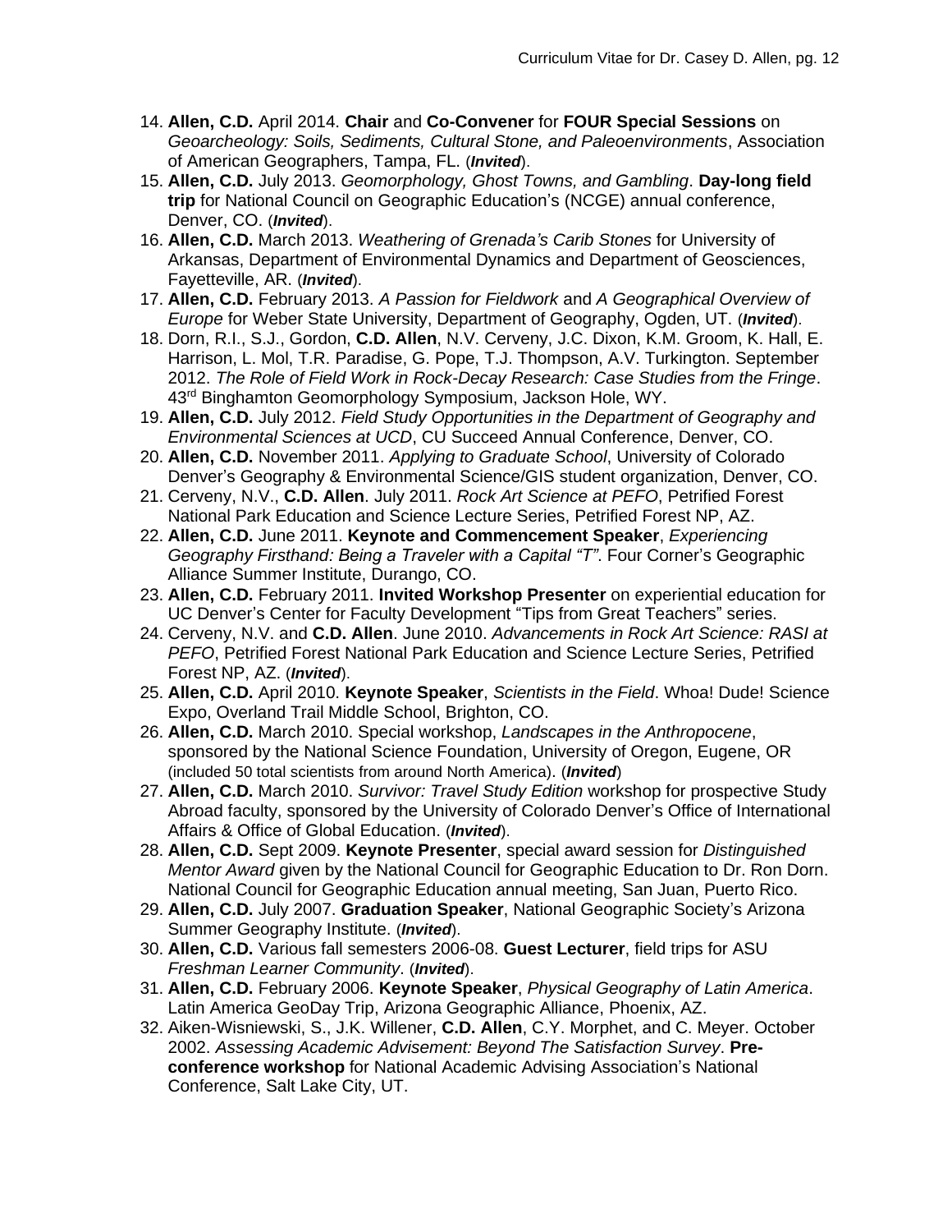14. **Allen, C.D.** April 2014. **Chair** and **Co-Convener** for **FOUR Special Sessions** on *Geoarcheology: Soils, Sediments, Cultural Stone, and Paleoenvironments*, Association of American Geographers, Tampa, FL. (***Invited***).
15. **Allen, C.D.** July 2013. *Geomorphology, Ghost Towns, and Gambling*. **Day-long field trip** for National Council on Geographic Education's (NCGE) annual conference, Denver, CO. (***Invited***).
16. **Allen, C.D.** March 2013. *Weathering of Grenada's Carib Stones* for University of Arkansas, Department of Environmental Dynamics and Department of Geosciences, Fayetteville, AR. (***Invited***).
17. **Allen, C.D.** February 2013. *A Passion for Fieldwork* and *A Geographical Overview of Europe* for Weber State University, Department of Geography, Ogden, UT. (***Invited***).
18. Dorn, R.I., S.J., Gordon, **C.D. Allen**, N.V. Cerveny, J.C. Dixon, K.M. Groom, K. Hall, E. Harrison, L. Mol, T.R. Paradise, G. Pope, T.J. Thompson, A.V. Turkington. September 2012. *The Role of Field Work in Rock-Decay Research: Case Studies from the Fringe*. 43rd Binghamton Geomorphology Symposium, Jackson Hole, WY.
19. **Allen, C.D.** July 2012. *Field Study Opportunities in the Department of Geography and Environmental Sciences at UCD*, CU Succeed Annual Conference, Denver, CO.
20. **Allen, C.D.** November 2011. *Applying to Graduate School*, University of Colorado Denver's Geography & Environmental Science/GIS student organization, Denver, CO.
21. Cerveny, N.V., **C.D. Allen**. July 2011. *Rock Art Science at PEFO*, Petrified Forest National Park Education and Science Lecture Series, Petrified Forest NP, AZ.
22. **Allen, C.D.** June 2011. **Keynote and Commencement Speaker**, *Experiencing Geography Firsthand: Being a Traveler with a Capital "T"*. Four Corner's Geographic Alliance Summer Institute, Durango, CO.
23. **Allen, C.D.** February 2011. **Invited Workshop Presenter** on experiential education for UC Denver's Center for Faculty Development "Tips from Great Teachers" series.
24. Cerveny, N.V. and **C.D. Allen**. June 2010. *Advancements in Rock Art Science: RASI at PEFO*, Petrified Forest National Park Education and Science Lecture Series, Petrified Forest NP, AZ. (***Invited***).
25. **Allen, C.D.** April 2010. **Keynote Speaker**, *Scientists in the Field*. Whoa! Dude! Science Expo, Overland Trail Middle School, Brighton, CO.
26. **Allen, C.D.** March 2010. Special workshop, *Landscapes in the Anthropocene*, sponsored by the National Science Foundation, University of Oregon, Eugene, OR (included 50 total scientists from around North America). (***Invited***)
27. **Allen, C.D.** March 2010. *Survivor: Travel Study Edition* workshop for prospective Study Abroad faculty, sponsored by the University of Colorado Denver's Office of International Affairs & Office of Global Education. (***Invited***).
28. **Allen, C.D.** Sept 2009. **Keynote Presenter**, special award session for *Distinguished Mentor Award* given by the National Council for Geographic Education to Dr. Ron Dorn. National Council for Geographic Education annual meeting, San Juan, Puerto Rico.
29. **Allen, C.D.** July 2007. **Graduation Speaker**, National Geographic Society's Arizona Summer Geography Institute. (***Invited***).
30. **Allen, C.D.** Various fall semesters 2006-08. **Guest Lecturer**, field trips for ASU *Freshman Learner Community*. (***Invited***).
31. **Allen, C.D.** February 2006. **Keynote Speaker**, *Physical Geography of Latin America*. Latin America GeoDay Trip, Arizona Geographic Alliance, Phoenix, AZ.
32. Aiken-Wisniewski, S., J.K. Willener, **C.D. Allen**, C.Y. Morphet, and C. Meyer. October 2002. *Assessing Academic Advisement: Beyond The Satisfaction Survey*. **Pre-conference workshop** for National Academic Advising Association's National Conference, Salt Lake City, UT.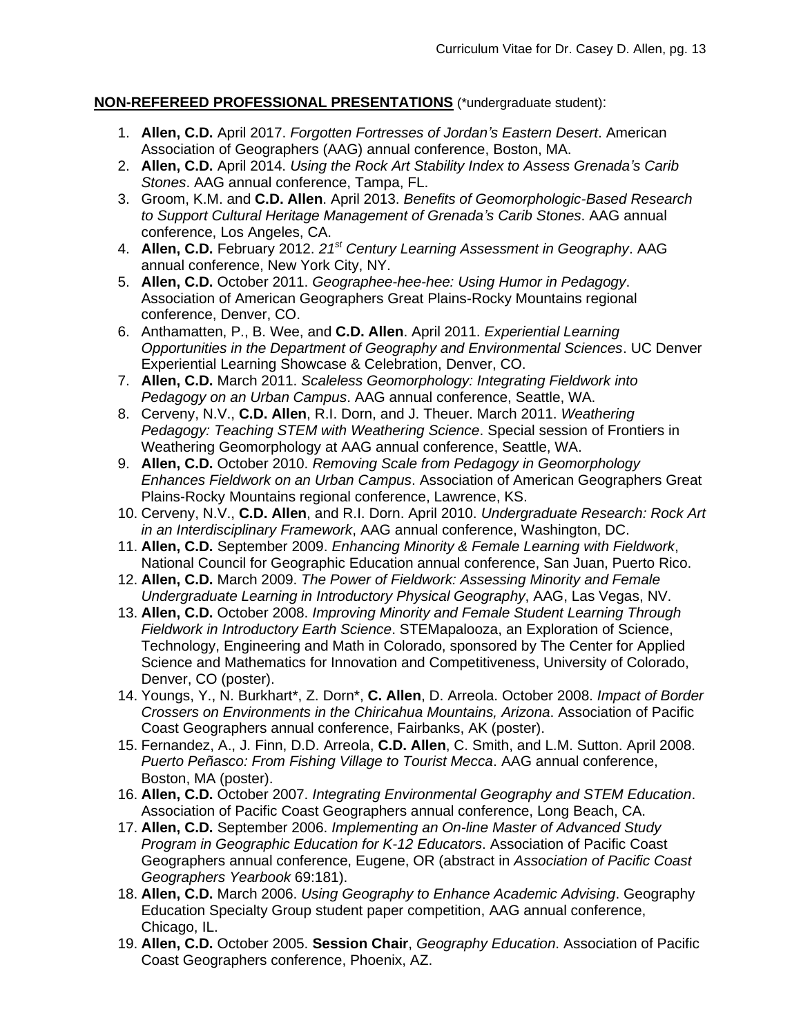**NON-REFEREED PROFESSIONAL PRESENTATIONS** (*undergraduate student):

1. **Allen, C.D.** April 2017. *Forgotten Fortresses of Jordan's Eastern Desert*. American Association of Geographers (AAG) annual conference, Boston, MA.
2. **Allen, C.D.** April 2014. *Using the Rock Art Stability Index to Assess Grenada's Carib Stones*. AAG annual conference, Tampa, FL.
3. Groom, K.M. and **C.D. Allen**. April 2013. *Benefits of Geomorphologic-Based Research to Support Cultural Heritage Management of Grenada's Carib Stones*. AAG annual conference, Los Angeles, CA.
4. **Allen, C.D.** February 2012. *21st Century Learning Assessment in Geography*. AAG annual conference, New York City, NY.
5. **Allen, C.D.** October 2011. *Geographee-hee-hee: Using Humor in Pedagogy*. Association of American Geographers Great Plains-Rocky Mountains regional conference, Denver, CO.
6. Anthamatten, P., B. Wee, and **C.D. Allen**. April 2011. *Experiential Learning Opportunities in the Department of Geography and Environmental Sciences*. UC Denver Experiential Learning Showcase & Celebration, Denver, CO.
7. **Allen, C.D.** March 2011. *Scaleless Geomorphology: Integrating Fieldwork into Pedagogy on an Urban Campus*. AAG annual conference, Seattle, WA.
8. Cerveny, N.V., **C.D. Allen**, R.I. Dorn, and J. Theuer. March 2011. *Weathering Pedagogy: Teaching STEM with Weathering Science*. Special session of Frontiers in Weathering Geomorphology at AAG annual conference, Seattle, WA.
9. **Allen, C.D.** October 2010. *Removing Scale from Pedagogy in Geomorphology Enhances Fieldwork on an Urban Campus*. Association of American Geographers Great Plains-Rocky Mountains regional conference, Lawrence, KS.
10. Cerveny, N.V., **C.D. Allen**, and R.I. Dorn. April 2010. *Undergraduate Research: Rock Art in an Interdisciplinary Framework*, AAG annual conference, Washington, DC.
11. **Allen, C.D.** September 2009. *Enhancing Minority & Female Learning with Fieldwork*, National Council for Geographic Education annual conference, San Juan, Puerto Rico.
12. **Allen, C.D.** March 2009. *The Power of Fieldwork: Assessing Minority and Female Undergraduate Learning in Introductory Physical Geography*, AAG, Las Vegas, NV.
13. **Allen, C.D.** October 2008. *Improving Minority and Female Student Learning Through Fieldwork in Introductory Earth Science*. STEMapalooza, an Exploration of Science, Technology, Engineering and Math in Colorado, sponsored by The Center for Applied Science and Mathematics for Innovation and Competitiveness, University of Colorado, Denver, CO (poster).
14. Youngs, Y., N. Burkhart*, Z. Dorn*, **C. Allen**, D. Arreola. October 2008. *Impact of Border Crossers on Environments in the Chiricahua Mountains, Arizona*. Association of Pacific Coast Geographers annual conference, Fairbanks, AK (poster).
15. Fernandez, A., J. Finn, D.D. Arreola, **C.D. Allen**, C. Smith, and L.M. Sutton. April 2008. *Puerto Peñasco: From Fishing Village to Tourist Mecca*. AAG annual conference, Boston, MA (poster).
16. **Allen, C.D.** October 2007. *Integrating Environmental Geography and STEM Education*. Association of Pacific Coast Geographers annual conference, Long Beach, CA.
17. **Allen, C.D.** September 2006. *Implementing an On-line Master of Advanced Study Program in Geographic Education for K-12 Educators*. Association of Pacific Coast Geographers annual conference, Eugene, OR (abstract in *Association of Pacific Coast Geographers Yearbook* 69:181).
18. **Allen, C.D.** March 2006. *Using Geography to Enhance Academic Advising*. Geography Education Specialty Group student paper competition, AAG annual conference, Chicago, IL.
19. **Allen, C.D.** October 2005. **Session Chair**, *Geography Education*. Association of Pacific Coast Geographers conference, Phoenix, AZ.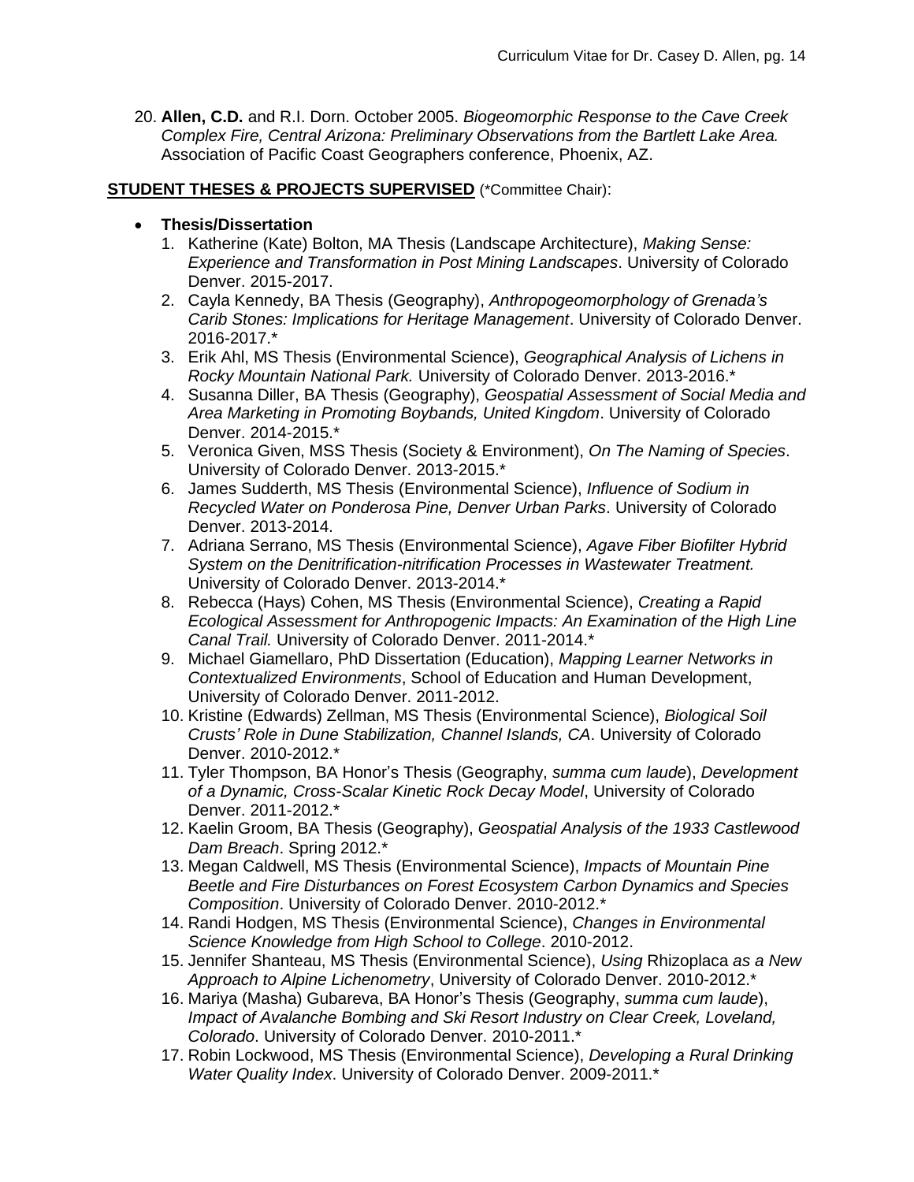20. **Allen, C.D.** and R.I. Dorn. October 2005. *Biogeomorphic Response to the Cave Creek Complex Fire, Central Arizona: Preliminary Observations from the Bartlett Lake Area.* Association of Pacific Coast Geographers conference, Phoenix, AZ.

**STUDENT THESES & PROJECTS SUPERVISED** (*Committee Chair):

- **Thesis/Dissertation**
    1. Katherine (Kate) Bolton, MA Thesis (Landscape Architecture), *Making Sense: Experience and Transformation in Post Mining Landscapes*. University of Colorado Denver. 2015-2017.
    2. Cayla Kennedy, BA Thesis (Geography), *Anthropogeomorphology of Grenada's Carib Stones: Implications for Heritage Management*. University of Colorado Denver. 2016-2017.*
    3. Erik Ahl, MS Thesis (Environmental Science), *Geographical Analysis of Lichens in Rocky Mountain National Park.* University of Colorado Denver. 2013-2016.*
    4. Susanna Diller, BA Thesis (Geography), *Geospatial Assessment of Social Media and Area Marketing in Promoting Boybands, United Kingdom*. University of Colorado Denver. 2014-2015.*
    5. Veronica Given, MSS Thesis (Society & Environment), *On The Naming of Species*. University of Colorado Denver. 2013-2015.*
    6. James Sudderth, MS Thesis (Environmental Science), *Influence of Sodium in Recycled Water on Ponderosa Pine, Denver Urban Parks*. University of Colorado Denver. 2013-2014.
    7. Adriana Serrano, MS Thesis (Environmental Science), *Agave Fiber Biofilter Hybrid System on the Denitrification-nitrification Processes in Wastewater Treatment.* University of Colorado Denver. 2013-2014.*
    8. Rebecca (Hays) Cohen, MS Thesis (Environmental Science), *Creating a Rapid Ecological Assessment for Anthropogenic Impacts: An Examination of the High Line Canal Trail.* University of Colorado Denver. 2011-2014.*
    9. Michael Giamellaro, PhD Dissertation (Education), *Mapping Learner Networks in Contextualized Environments*, School of Education and Human Development, University of Colorado Denver. 2011-2012.
    10. Kristine (Edwards) Zellman, MS Thesis (Environmental Science), *Biological Soil Crusts' Role in Dune Stabilization, Channel Islands, CA*. University of Colorado Denver. 2010-2012.*
    11. Tyler Thompson, BA Honor's Thesis (Geography, *summa cum laude*), *Development of a Dynamic, Cross-Scalar Kinetic Rock Decay Model*, University of Colorado Denver. 2011-2012.*
    12. Kaelin Groom, BA Thesis (Geography), *Geospatial Analysis of the 1933 Castlewood Dam Breach*. Spring 2012.*
    13. Megan Caldwell, MS Thesis (Environmental Science), *Impacts of Mountain Pine Beetle and Fire Disturbances on Forest Ecosystem Carbon Dynamics and Species Composition*. University of Colorado Denver. 2010-2012.*
    14. Randi Hodgen, MS Thesis (Environmental Science), *Changes in Environmental Science Knowledge from High School to College*. 2010-2012.
    15. Jennifer Shanteau, MS Thesis (Environmental Science), *Using* Rhizoplaca *as a New Approach to Alpine Lichenometry*, University of Colorado Denver. 2010-2012.*
    16. Mariya (Masha) Gubareva, BA Honor's Thesis (Geography, *summa cum laude*), *Impact of Avalanche Bombing and Ski Resort Industry on Clear Creek, Loveland, Colorado*. University of Colorado Denver. 2010-2011.*
    17. Robin Lockwood, MS Thesis (Environmental Science), *Developing a Rural Drinking Water Quality Index*. University of Colorado Denver. 2009-2011.*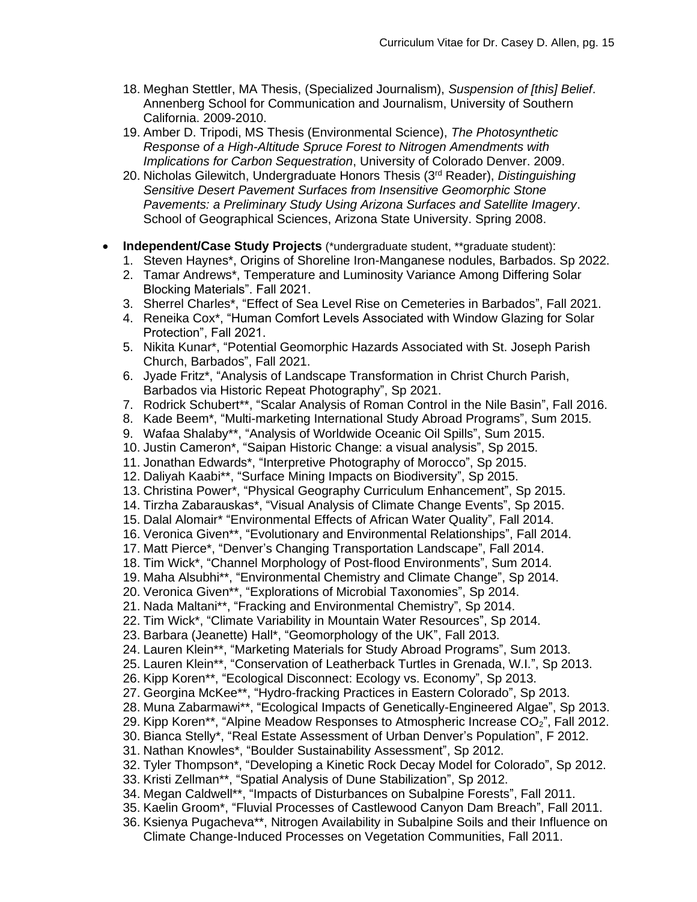18. Meghan Stettler, MA Thesis, (Specialized Journalism), *Suspension of [this] Belief*. Annenberg School for Communication and Journalism, University of Southern California. 2009-2010.
19. Amber D. Tripodi, MS Thesis (Environmental Science), *The Photosynthetic Response of a High-Altitude Spruce Forest to Nitrogen Amendments with Implications for Carbon Sequestration*, University of Colorado Denver. 2009.
20. Nicholas Gilewitch, Undergraduate Honors Thesis (3rd Reader), *Distinguishing Sensitive Desert Pavement Surfaces from Insensitive Geomorphic Stone Pavements: a Preliminary Study Using Arizona Surfaces and Satellite Imagery*. School of Geographical Sciences, Arizona State University. Spring 2008.

- **Independent/Case Study Projects** (*undergraduate student, **graduate student):
  1. Steven Haynes*, Origins of Shoreline Iron-Manganese nodules, Barbados. Sp 2022.
  2. Tamar Andrews*, Temperature and Luminosity Variance Among Differing Solar Blocking Materials". Fall 2021.
  3. Sherrel Charles*, "Effect of Sea Level Rise on Cemeteries in Barbados", Fall 2021.
  4. Reneika Cox*, "Human Comfort Levels Associated with Window Glazing for Solar Protection", Fall 2021.
  5. Nikita Kunar*, "Potential Geomorphic Hazards Associated with St. Joseph Parish Church, Barbados", Fall 2021.
  6. Jyade Fritz*, "Analysis of Landscape Transformation in Christ Church Parish, Barbados via Historic Repeat Photography", Sp 2021.
  7. Rodrick Schubert**, "Scalar Analysis of Roman Control in the Nile Basin", Fall 2016.
  8. Kade Beem*, "Multi-marketing International Study Abroad Programs", Sum 2015.
  9. Wafaa Shalaby**, "Analysis of Worldwide Oceanic Oil Spills", Sum 2015.
  10. Justin Cameron*, "Saipan Historic Change: a visual analysis", Sp 2015.
  11. Jonathan Edwards*, "Interpretive Photography of Morocco", Sp 2015.
  12. Daliyah Kaabi**, "Surface Mining Impacts on Biodiversity", Sp 2015.
  13. Christina Power*, "Physical Geography Curriculum Enhancement", Sp 2015.
  14. Tirzha Zabarauskas*, "Visual Analysis of Climate Change Events", Sp 2015.
  15. Dalal Alomair* "Environmental Effects of African Water Quality", Fall 2014.
  16. Veronica Given**, "Evolutionary and Environmental Relationships", Fall 2014.
  17. Matt Pierce*, "Denver's Changing Transportation Landscape", Fall 2014.
  18. Tim Wick*, "Channel Morphology of Post-flood Environments", Sum 2014.
  19. Maha Alsubhi**, "Environmental Chemistry and Climate Change", Sp 2014.
  20. Veronica Given**, "Explorations of Microbial Taxonomies", Sp 2014.
  21. Nada Maltani**, "Fracking and Environmental Chemistry", Sp 2014.
  22. Tim Wick*, "Climate Variability in Mountain Water Resources", Sp 2014.
  23. Barbara (Jeanette) Hall*, "Geomorphology of the UK", Fall 2013.
  24. Lauren Klein**, "Marketing Materials for Study Abroad Programs", Sum 2013.
  25. Lauren Klein**, "Conservation of Leatherback Turtles in Grenada, W.I.", Sp 2013.
  26. Kipp Koren**, "Ecological Disconnect: Ecology vs. Economy", Sp 2013.
  27. Georgina McKee**, "Hydro-fracking Practices in Eastern Colorado", Sp 2013.
  28. Muna Zabarmawi**, "Ecological Impacts of Genetically-Engineered Algae", Sp 2013.
  29. Kipp Koren**, "Alpine Meadow Responses to Atmospheric Increase $CO_2$", Fall 2012.
  30. Bianca Stelly*, "Real Estate Assessment of Urban Denver's Population", F 2012.
  31. Nathan Knowles*, "Boulder Sustainability Assessment", Sp 2012.
  32. Tyler Thompson*, "Developing a Kinetic Rock Decay Model for Colorado", Sp 2012.
  33. Kristi Zellman**, "Spatial Analysis of Dune Stabilization", Sp 2012.
  34. Megan Caldwell**, "Impacts of Disturbances on Subalpine Forests", Fall 2011.
  35. Kaelin Groom*, "Fluvial Processes of Castlewood Canyon Dam Breach", Fall 2011.
  36. Ksienya Pugacheva**, Nitrogen Availability in Subalpine Soils and their Influence on Climate Change-Induced Processes on Vegetation Communities, Fall 2011.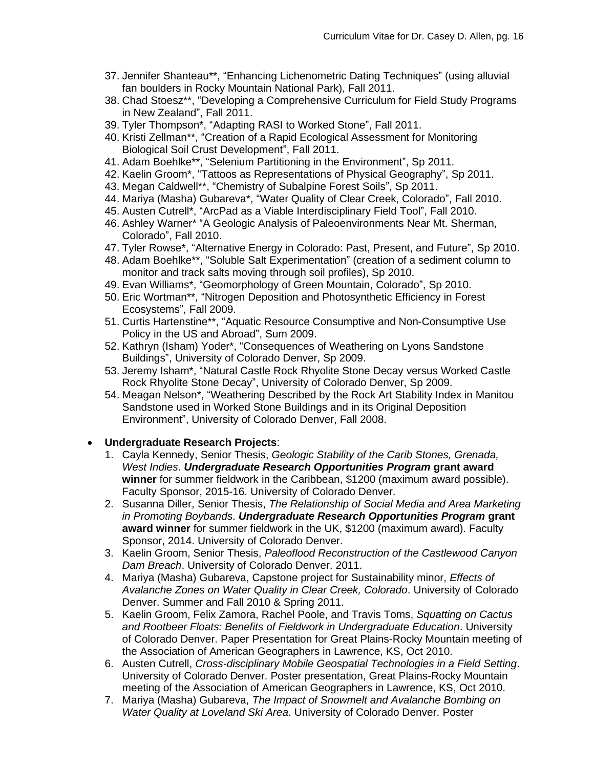37. Jennifer Shanteau**, “Enhancing Lichenometric Dating Techniques” (using alluvial fan boulders in Rocky Mountain National Park), Fall 2011.
38. Chad Stoesz**, “Developing a Comprehensive Curriculum for Field Study Programs in New Zealand”, Fall 2011.
39. Tyler Thompson*, “Adapting RASI to Worked Stone”, Fall 2011.
40. Kristi Zellman**, “Creation of a Rapid Ecological Assessment for Monitoring Biological Soil Crust Development”, Fall 2011.
41. Adam Boehlke**, “Selenium Partitioning in the Environment”, Sp 2011.
42. Kaelin Groom*, “Tattoos as Representations of Physical Geography”, Sp 2011.
43. Megan Caldwell**, “Chemistry of Subalpine Forest Soils”, Sp 2011.
44. Mariya (Masha) Gubareva*, “Water Quality of Clear Creek, Colorado”, Fall 2010.
45. Austen Cutrell*, “ArcPad as a Viable Interdisciplinary Field Tool”, Fall 2010.
46. Ashley Warner* “A Geologic Analysis of Paleoenvironments Near Mt. Sherman, Colorado”, Fall 2010.
47. Tyler Rowse*, “Alternative Energy in Colorado: Past, Present, and Future”, Sp 2010.
48. Adam Boehlke**, “Soluble Salt Experimentation” (creation of a sediment column to monitor and track salts moving through soil profiles), Sp 2010.
49. Evan Williams*, “Geomorphology of Green Mountain, Colorado”, Sp 2010.
50. Eric Wortman**, “Nitrogen Deposition and Photosynthetic Efficiency in Forest Ecosystems”, Fall 2009.
51. Curtis Hartenstine**, “Aquatic Resource Consumptive and Non-Consumptive Use Policy in the US and Abroad”, Sum 2009.
52. Kathryn (Isham) Yoder*, “Consequences of Weathering on Lyons Sandstone Buildings”, University of Colorado Denver, Sp 2009.
53. Jeremy Isham*, “Natural Castle Rock Rhyolite Stone Decay versus Worked Castle Rock Rhyolite Stone Decay”, University of Colorado Denver, Sp 2009.
54. Meagan Nelson*, “Weathering Described by the Rock Art Stability Index in Manitou Sandstone used in Worked Stone Buildings and in its Original Deposition Environment”, University of Colorado Denver, Fall 2008.

- **Undergraduate Research Projects**:
  1. Cayla Kennedy, Senior Thesis, *Geologic Stability of the Carib Stones, Grenada, West Indies*. ***Undergraduate Research Opportunities Program* grant award winner** for summer fieldwork in the Caribbean, $1200 (maximum award possible). Faculty Sponsor, 2015-16. University of Colorado Denver.
  2. Susanna Diller, Senior Thesis, *The Relationship of Social Media and Area Marketing in Promoting Boybands*. ***Undergraduate Research Opportunities Program* grant award winner** for summer fieldwork in the UK, $1200 (maximum award). Faculty Sponsor, 2014. University of Colorado Denver.
  3. Kaelin Groom, Senior Thesis, *Paleoflood Reconstruction of the Castlewood Canyon Dam Breach*. University of Colorado Denver. 2011.
  4. Mariya (Masha) Gubareva, Capstone project for Sustainability minor, *Effects of Avalanche Zones on Water Quality in Clear Creek, Colorado*. University of Colorado Denver. Summer and Fall 2010 & Spring 2011.
  5. Kaelin Groom, Felix Zamora, Rachel Poole, and Travis Toms, *Squatting on Cactus and Rootbeer Floats: Benefits of Fieldwork in Undergraduate Education*. University of Colorado Denver. Paper Presentation for Great Plains-Rocky Mountain meeting of the Association of American Geographers in Lawrence, KS, Oct 2010.
  6. Austen Cutrell, *Cross-disciplinary Mobile Geospatial Technologies in a Field Setting*. University of Colorado Denver. Poster presentation, Great Plains-Rocky Mountain meeting of the Association of American Geographers in Lawrence, KS, Oct 2010.
  7. Mariya (Masha) Gubareva, *The Impact of Snowmelt and Avalanche Bombing on Water Quality at Loveland Ski Area*. University of Colorado Denver. Poster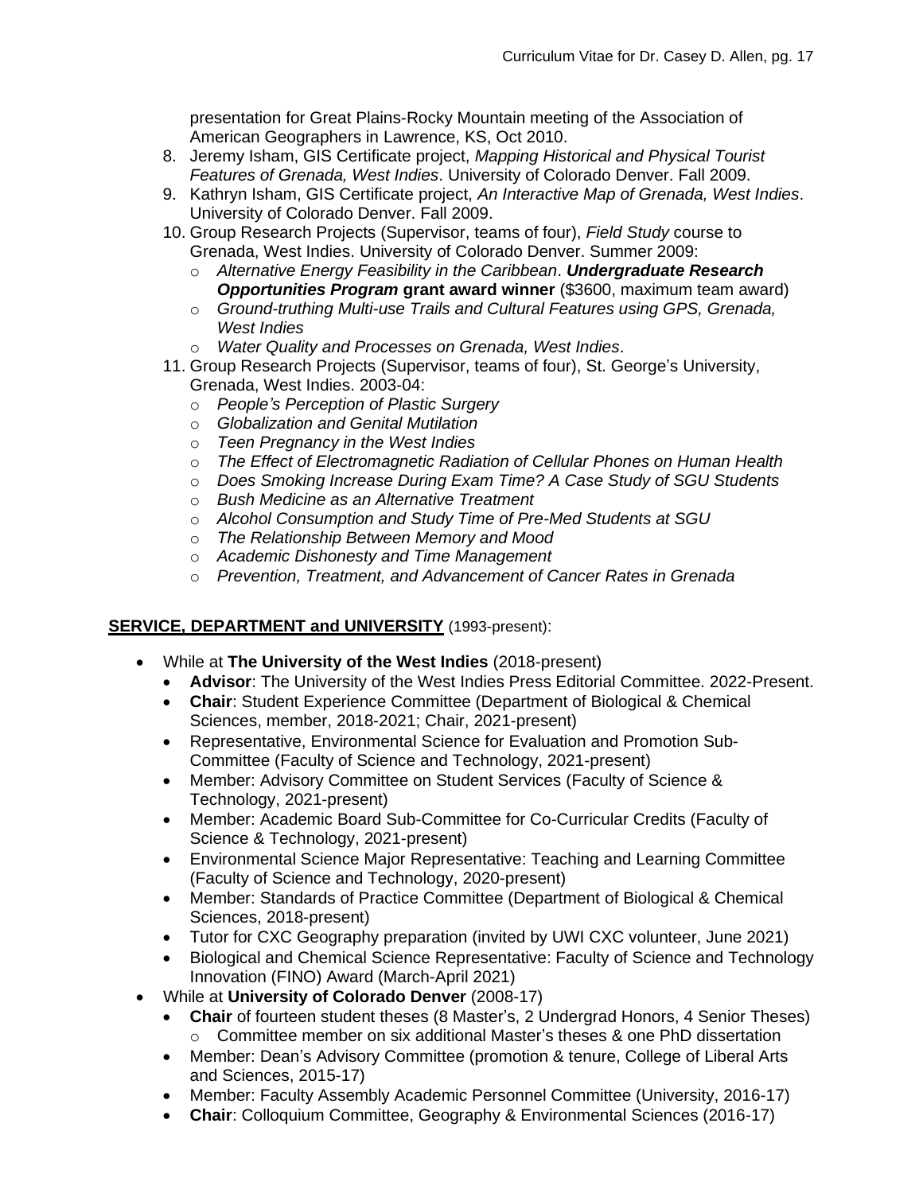presentation for Great Plains-Rocky Mountain meeting of the Association of American Geographers in Lawrence, KS, Oct 2010.

8. Jeremy Isham, GIS Certificate project, *Mapping Historical and Physical Tourist Features of Grenada, West Indies*. University of Colorado Denver. Fall 2009.
9. Kathryn Isham, GIS Certificate project, *An Interactive Map of Grenada, West Indies*. University of Colorado Denver. Fall 2009.
10. Group Research Projects (Supervisor, teams of four), *Field Study* course to Grenada, West Indies. University of Colorado Denver. Summer 2009:
    - *Alternative Energy Feasibility in the Caribbean*. ***Undergraduate Research Opportunities Program* grant award winner** ($3600, maximum team award)
    - *Ground-truthing Multi-use Trails and Cultural Features using GPS, Grenada, West Indies*
    - *Water Quality and Processes on Grenada, West Indies*.
11. Group Research Projects (Supervisor, teams of four), St. George's University, Grenada, West Indies. 2003-04:
    - *People's Perception of Plastic Surgery*
    - *Globalization and Genital Mutilation*
    - *Teen Pregnancy in the West Indies*
    - *The Effect of Electromagnetic Radiation of Cellular Phones on Human Health*
    - *Does Smoking Increase During Exam Time? A Case Study of SGU Students*
    - *Bush Medicine as an Alternative Treatment*
    - *Alcohol Consumption and Study Time of Pre-Med Students at SGU*
    - *The Relationship Between Memory and Mood*
    - *Academic Dishonesty and Time Management*
    - *Prevention, Treatment, and Advancement of Cancer Rates in Grenada*

## SERVICE, DEPARTMENT and UNIVERSITY (1993-present):

- While at **The University of the West Indies** (2018-present)
  - **Advisor**: The University of the West Indies Press Editorial Committee. 2022-Present.
  - **Chair**: Student Experience Committee (Department of Biological & Chemical Sciences, member, 2018-2021; Chair, 2021-present)
  - Representative, Environmental Science for Evaluation and Promotion Sub-Committee (Faculty of Science and Technology, 2021-present)
  - Member: Advisory Committee on Student Services (Faculty of Science & Technology, 2021-present)
  - Member: Academic Board Sub-Committee for Co-Curricular Credits (Faculty of Science & Technology, 2021-present)
  - Environmental Science Major Representative: Teaching and Learning Committee (Faculty of Science and Technology, 2020-present)
  - Member: Standards of Practice Committee (Department of Biological & Chemical Sciences, 2018-present)
  - Tutor for CXC Geography preparation (invited by UWI CXC volunteer, June 2021)
  - Biological and Chemical Science Representative: Faculty of Science and Technology Innovation (FINO) Award (March-April 2021)
- While at **University of Colorado Denver** (2008-17)
  - **Chair** of fourteen student theses (8 Master's, 2 Undergrad Honors, 4 Senior Theses)
    - Committee member on six additional Master's theses & one PhD dissertation
  - Member: Dean's Advisory Committee (promotion & tenure, College of Liberal Arts and Sciences, 2015-17)
  - Member: Faculty Assembly Academic Personnel Committee (University, 2016-17)
  - **Chair**: Colloquium Committee, Geography & Environmental Sciences (2016-17)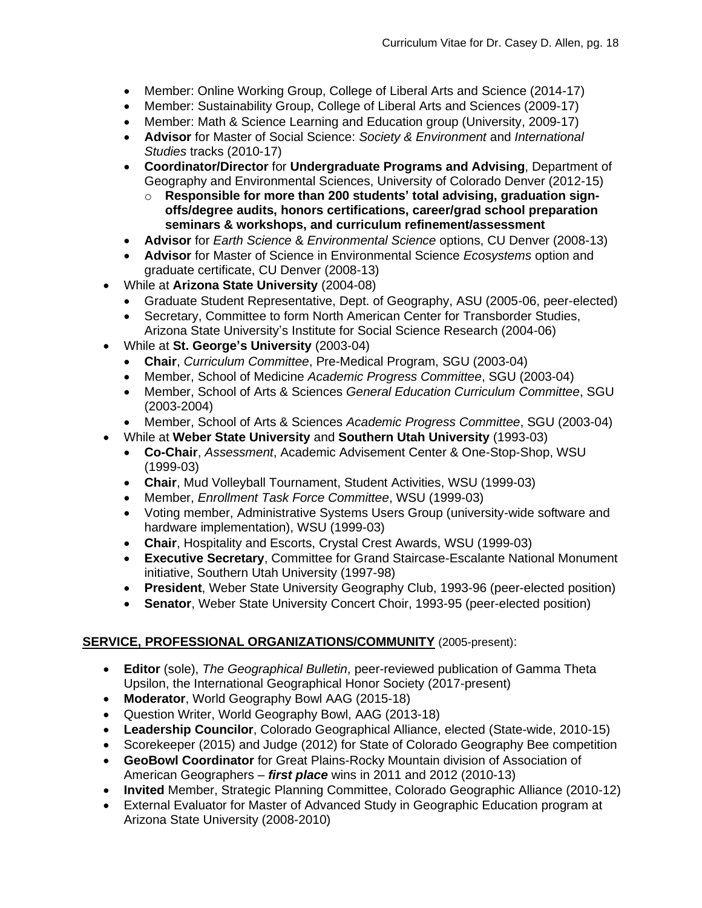- Member: Online Working Group, College of Liberal Arts and Science (2014-17)
- Member: Sustainability Group, College of Liberal Arts and Sciences (2009-17)
- Member: Math & Science Learning and Education group (University, 2009-17)
- **Advisor** for Master of Social Science: *Society & Environment* and *International Studies* tracks (2010-17)
- **Coordinator/Director** for **Undergraduate Programs and Advising**, Department of Geography and Environmental Sciences, University of Colorado Denver (2012-15)
  - **Responsible for more than 200 students' total advising, graduation sign-offs/degree audits, honors certifications, career/grad school preparation seminars & workshops, and curriculum refinement/assessment**
- **Advisor** for *Earth Science* & *Environmental Science* options, CU Denver (2008-13)
- **Advisor** for Master of Science in Environmental Science *Ecosystems* option and graduate certificate, CU Denver (2008-13)

- While at **Arizona State University** (2004-08)
  - Graduate Student Representative, Dept. of Geography, ASU (2005-06, peer-elected)
  - Secretary, Committee to form North American Center for Transborder Studies, Arizona State University's Institute for Social Science Research (2004-06)
- While at **St. George's University** (2003-04)
  - **Chair**, *Curriculum Committee*, Pre-Medical Program, SGU (2003-04)
  - Member, School of Medicine *Academic Progress Committee*, SGU (2003-04)
  - Member, School of Arts & Sciences *General Education Curriculum Committee*, SGU (2003-2004)
  - Member, School of Arts & Sciences *Academic Progress Committee*, SGU (2003-04)
- While at **Weber State University** and **Southern Utah University** (1993-03)
  - **Co-Chair**, *Assessment*, Academic Advisement Center & One-Stop-Shop, WSU (1999-03)
  - **Chair**, Mud Volleyball Tournament, Student Activities, WSU (1999-03)
  - Member, *Enrollment Task Force Committee*, WSU (1999-03)
  - Voting member, Administrative Systems Users Group (university-wide software and hardware implementation), WSU (1999-03)
  - **Chair**, Hospitality and Escorts, Crystal Crest Awards, WSU (1999-03)
  - **Executive Secretary**, Committee for Grand Staircase-Escalante National Monument initiative, Southern Utah University (1997-98)
  - **President**, Weber State University Geography Club, 1993-96 (peer-elected position)
  - **Senator**, Weber State University Concert Choir, 1993-95 (peer-elected position)

## SERVICE, PROFESSIONAL ORGANIZATIONS/COMMUNITY (2005-present):

- **Editor** (sole), *The Geographical Bulletin*, peer-reviewed publication of Gamma Theta Upsilon, the International Geographical Honor Society (2017-present)
- **Moderator**, World Geography Bowl AAG (2015-18)
- Question Writer, World Geography Bowl, AAG (2013-18)
- **Leadership Councilor**, Colorado Geographical Alliance, elected (State-wide, 2010-15)
- Scorekeeper (2015) and Judge (2012) for State of Colorado Geography Bee competition
- **GeoBowl Coordinator** for Great Plains-Rocky Mountain division of Association of American Geographers – ***first place*** wins in 2011 and 2012 (2010-13)
- **Invited** Member, Strategic Planning Committee, Colorado Geographic Alliance (2010-12)
- External Evaluator for Master of Advanced Study in Geographic Education program at Arizona State University (2008-2010)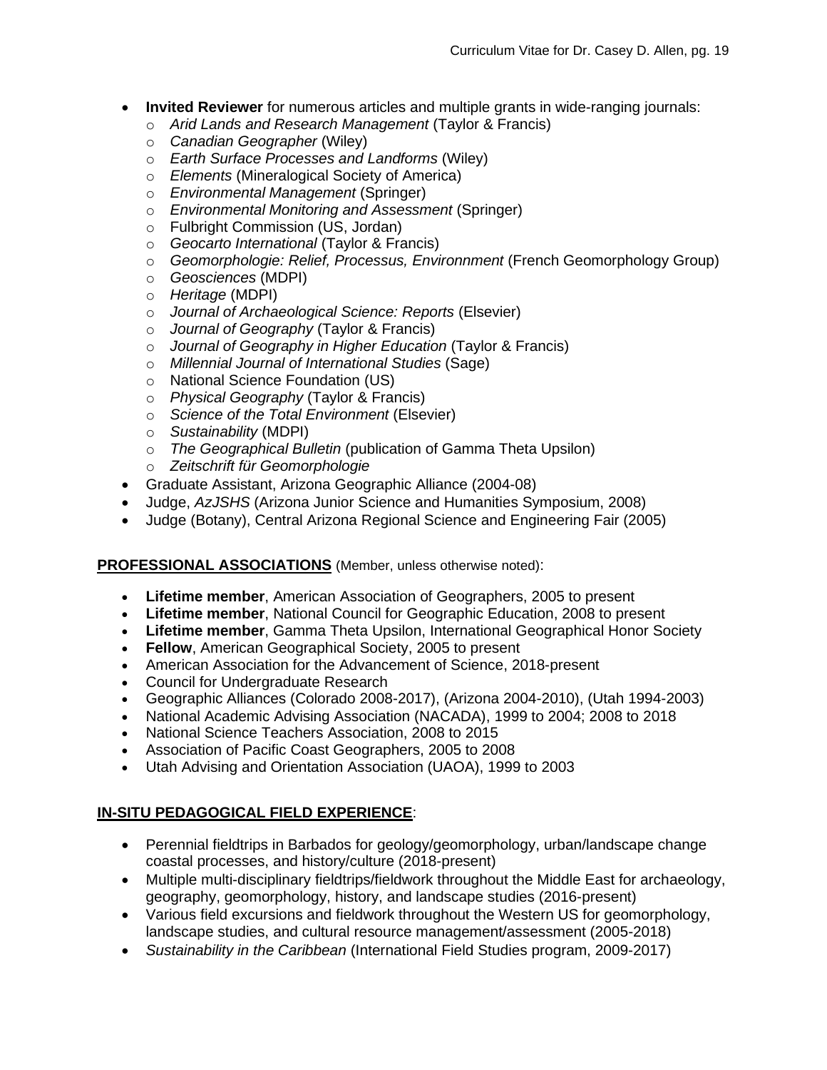- **Invited Reviewer** for numerous articles and multiple grants in wide-ranging journals:
  - *Arid Lands and Research Management* (Taylor & Francis)
  - *Canadian Geographer* (Wiley)
  - *Earth Surface Processes and Landforms* (Wiley)
  - *Elements* (Mineralogical Society of America)
  - *Environmental Management* (Springer)
  - *Environmental Monitoring and Assessment* (Springer)
  - Fulbright Commission (US, Jordan)
  - *Geocarto International* (Taylor & Francis)
  - *Geomorphologie: Relief, Processus, Environnment* (French Geomorphology Group)
  - *Geosciences* (MDPI)
  - *Heritage* (MDPI)
  - *Journal of Archaeological Science: Reports* (Elsevier)
  - *Journal of Geography* (Taylor & Francis)
  - *Journal of Geography in Higher Education* (Taylor & Francis)
  - *Millennial Journal of International Studies* (Sage)
  - National Science Foundation (US)
  - *Physical Geography* (Taylor & Francis)
  - *Science of the Total Environment* (Elsevier)
  - *Sustainability* (MDPI)
  - *The Geographical Bulletin* (publication of Gamma Theta Upsilon)
  - *Zeitschrift für Geomorphologie*
- Graduate Assistant, Arizona Geographic Alliance (2004-08)
- Judge, *AzJSHS* (Arizona Junior Science and Humanities Symposium, 2008)
- Judge (Botany), Central Arizona Regional Science and Engineering Fair (2005)

## PROFESSIONAL ASSOCIATIONS (Member, unless otherwise noted):

- **Lifetime member**, American Association of Geographers, 2005 to present
- **Lifetime member**, National Council for Geographic Education, 2008 to present
- **Lifetime member**, Gamma Theta Upsilon, International Geographical Honor Society
- **Fellow**, American Geographical Society, 2005 to present
- American Association for the Advancement of Science, 2018-present
- Council for Undergraduate Research
- Geographic Alliances (Colorado 2008-2017), (Arizona 2004-2010), (Utah 1994-2003)
- National Academic Advising Association (NACADA), 1999 to 2004; 2008 to 2018
- National Science Teachers Association, 2008 to 2015
- Association of Pacific Coast Geographers, 2005 to 2008
- Utah Advising and Orientation Association (UAOA), 1999 to 2003

## IN-SITU PEDAGOGICAL FIELD EXPERIENCE:

- Perennial fieldtrips in Barbados for geology/geomorphology, urban/landscape change coastal processes, and history/culture (2018-present)
- Multiple multi-disciplinary fieldtrips/fieldwork throughout the Middle East for archaeology, geography, geomorphology, history, and landscape studies (2016-present)
- Various field excursions and fieldwork throughout the Western US for geomorphology, landscape studies, and cultural resource management/assessment (2005-2018)
- *Sustainability in the Caribbean* (International Field Studies program, 2009-2017)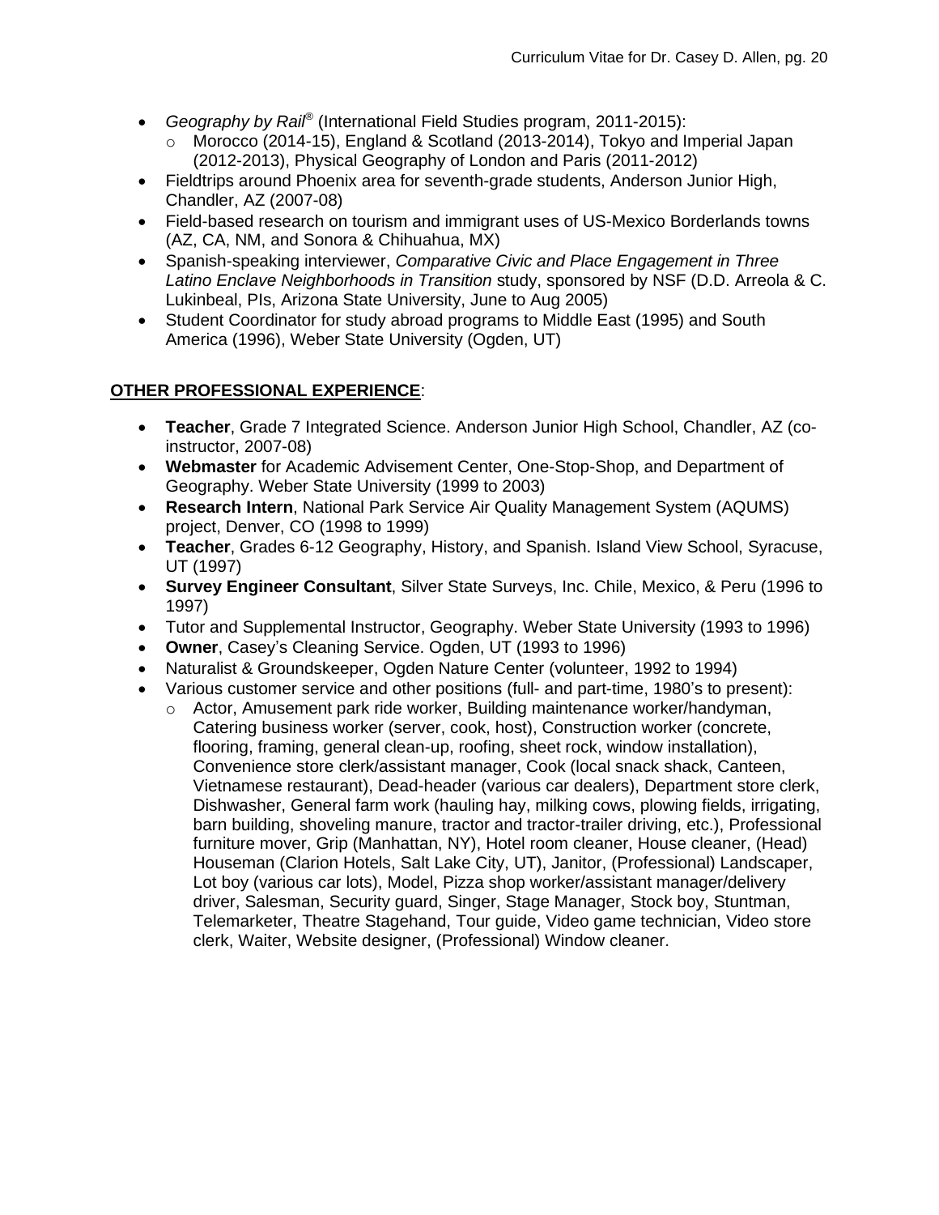- *Geography by Rail*® (International Field Studies program, 2011-2015):
    - Morocco (2014-15), England & Scotland (2013-2014), Tokyo and Imperial Japan (2012-2013), Physical Geography of London and Paris (2011-2012)
- Fieldtrips around Phoenix area for seventh-grade students, Anderson Junior High, Chandler, AZ (2007-08)
- Field-based research on tourism and immigrant uses of US-Mexico Borderlands towns (AZ, CA, NM, and Sonora & Chihuahua, MX)
- Spanish-speaking interviewer, *Comparative Civic and Place Engagement in Three Latino Enclave Neighborhoods in Transition* study, sponsored by NSF (D.D. Arreola & C. Lukinbeal, PIs, Arizona State University, June to Aug 2005)
- Student Coordinator for study abroad programs to Middle East (1995) and South America (1996), Weber State University (Ogden, UT)

**<u>OTHER PROFESSIONAL EXPERIENCE</u>**:

- **Teacher**, Grade 7 Integrated Science. Anderson Junior High School, Chandler, AZ (co-instructor, 2007-08)
- **Webmaster** for Academic Advisement Center, One-Stop-Shop, and Department of Geography. Weber State University (1999 to 2003)
- **Research Intern**, National Park Service Air Quality Management System (AQUMS) project, Denver, CO (1998 to 1999)
- **Teacher**, Grades 6-12 Geography, History, and Spanish. Island View School, Syracuse, UT (1997)
- **Survey Engineer Consultant**, Silver State Surveys, Inc. Chile, Mexico, & Peru (1996 to 1997)
- Tutor and Supplemental Instructor, Geography. Weber State University (1993 to 1996)
- **Owner**, Casey's Cleaning Service. Ogden, UT (1993 to 1996)
- Naturalist & Groundskeeper, Ogden Nature Center (volunteer, 1992 to 1994)
- Various customer service and other positions (full- and part-time, 1980's to present):
    - Actor, Amusement park ride worker, Building maintenance worker/handyman, Catering business worker (server, cook, host), Construction worker (concrete, flooring, framing, general clean-up, roofing, sheet rock, window installation), Convenience store clerk/assistant manager, Cook (local snack shack, Canteen, Vietnamese restaurant), Dead-header (various car dealers), Department store clerk, Dishwasher, General farm work (hauling hay, milking cows, plowing fields, irrigating, barn building, shoveling manure, tractor and tractor-trailer driving, etc.), Professional furniture mover, Grip (Manhattan, NY), Hotel room cleaner, House cleaner, (Head) Houseman (Clarion Hotels, Salt Lake City, UT), Janitor, (Professional) Landscaper, Lot boy (various car lots), Model, Pizza shop worker/assistant manager/delivery driver, Salesman, Security guard, Singer, Stage Manager, Stock boy, Stuntman, Telemarketer, Theatre Stagehand, Tour guide, Video game technician, Video store clerk, Waiter, Website designer, (Professional) Window cleaner.